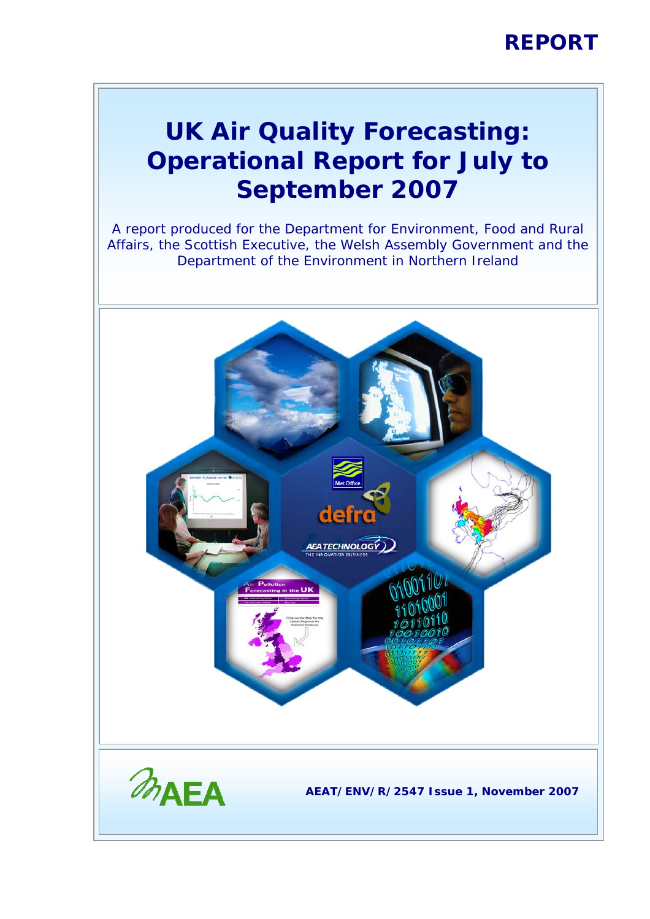**REPORT**

# UK Air Quality Forecasting: Operational Report for July to September 2007

A report produced for the Department for Environment, Food and Rural Affairs, the Scottish Executive, the Welsh Assembly Government and the Department of the Environment in Northern Ireland

**AEAT/ENV/R/2547 Issue 1, November 2007**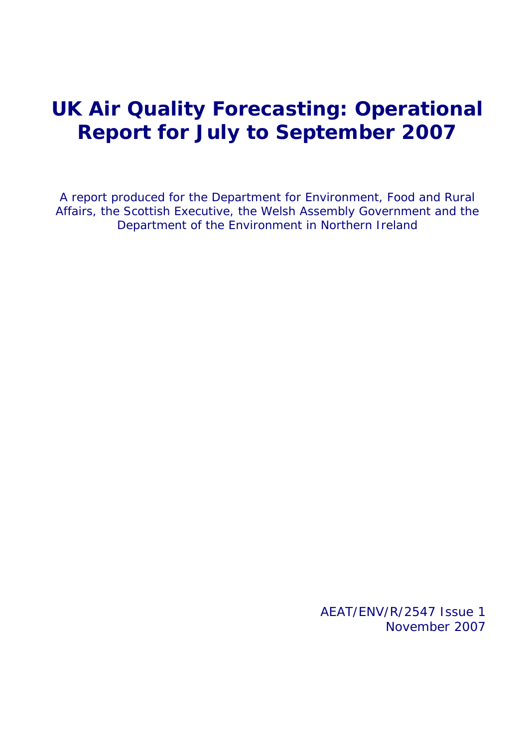# UK Air Quality Forecasting: Operational Report for July to September 2007

A report produced for the Department for Environment, Food and Rural Affairs, the Scottish Executive, the Welsh Assembly Government and the Department of the Environment in Northern Ireland

AEAT/ENV/R/2547 Issue 1
November 2007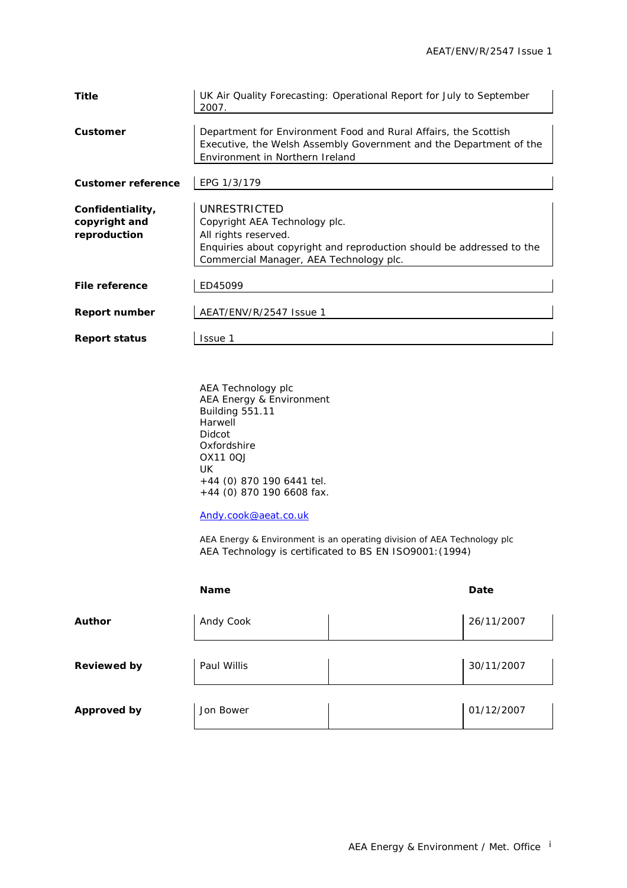| | |
|---|---|
| **Title** | UK Air Quality Forecasting: Operational Report for July to September 2007. |
| **Customer** | Department for Environment Food and Rural Affairs, the Scottish Executive, the Welsh Assembly Government and the Department of the Environment in Northern Ireland |
| **Customer reference** | EPG 1/3/179 |
| **Confidentiality, copyright and reproduction** | UNRESTRICTED<br>Copyright AEA Technology plc.<br>All rights reserved.<br>Enquiries about copyright and reproduction should be addressed to the Commercial Manager, AEA Technology plc. |
| **File reference** | ED45099 |
| **Report number** | AEAT/ENV/R/2547 Issue 1 |
| **Report status** | Issue 1 |

AEA Technology plc
AEA Energy & Environment
Building 551.11
Harwell
Didcot
Oxfordshire
OX11 0QJ
UK
+44 (0) 870 190 6441 tel.
+44 (0) 870 190 6608 fax.

Andy.cook@aeat.co.uk

AEA Energy & Environment is an operating division of AEA Technology plc
AEA Technology is certificated to BS EN ISO9001:(1994)

| | Name | | Date |
|---|---|---|---|
| **Author** | Andy Cook | | 26/11/2007 |
| **Reviewed by** | Paul Willis | | 30/11/2007 |
| **Approved by** | Jon Bower | | 01/12/2007 |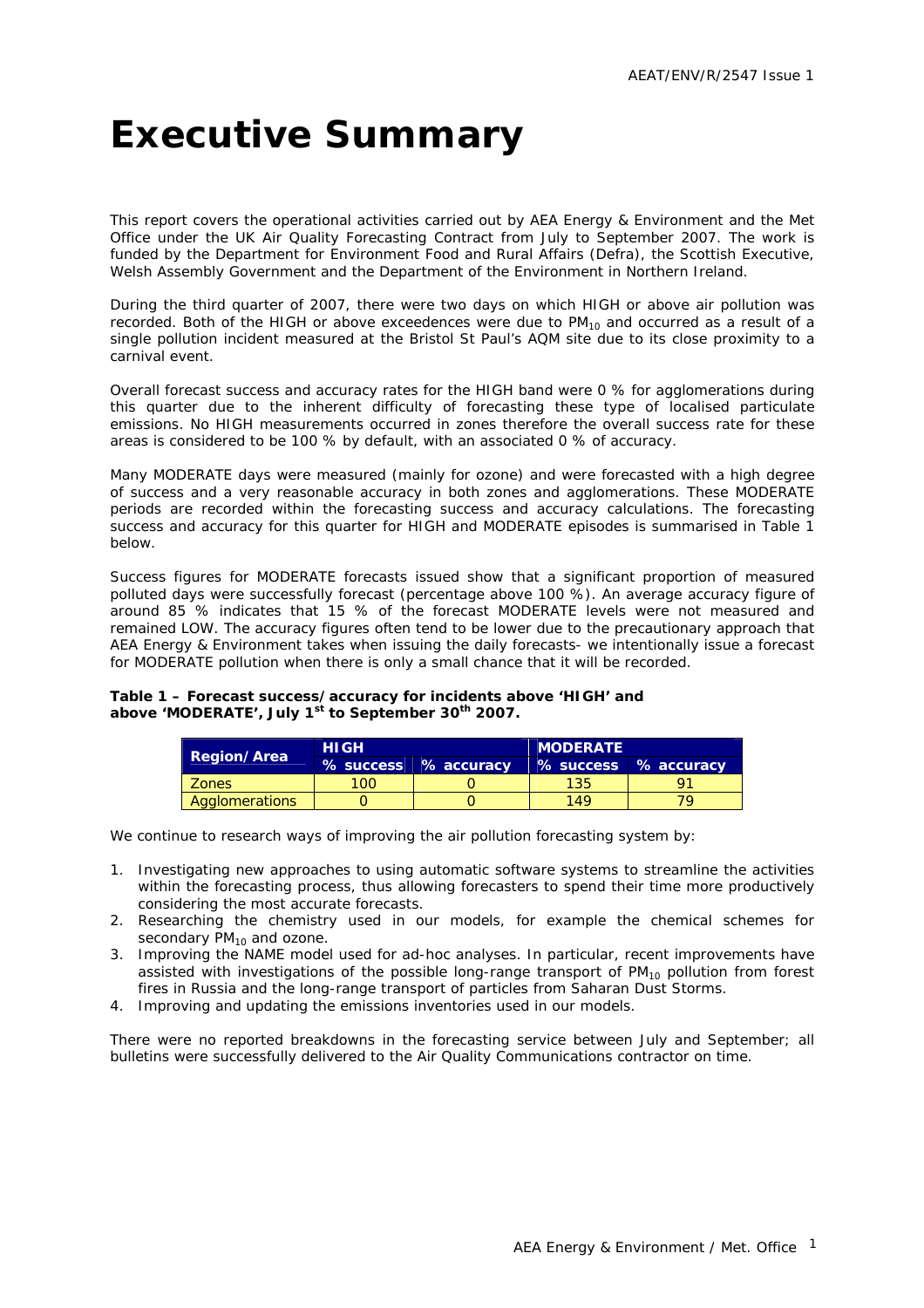# Executive Summary

This report covers the operational activities carried out by AEA Energy & Environment and the Met Office under the UK Air Quality Forecasting Contract from July to September 2007. The work is funded by the Department for Environment Food and Rural Affairs (Defra), the Scottish Executive, Welsh Assembly Government and the Department of the Environment in Northern Ireland.

During the third quarter of 2007, there were two days on which HIGH or above air pollution was recorded. Both of the HIGH or above exceedences were due to $PM_{10}$ and occurred as a result of a single pollution incident measured at the Bristol St Paul's AQM site due to its close proximity to a carnival event.

Overall forecast success and accuracy rates for the HIGH band were 0 % for agglomerations during this quarter due to the inherent difficulty of forecasting these type of localised particulate emissions. No HIGH measurements occurred in zones therefore the overall success rate for these areas is considered to be 100 % by default, with an associated 0 % of accuracy.

Many MODERATE days were measured (mainly for ozone) and were forecasted with a high degree of success and a very reasonable accuracy in both zones and agglomerations. These MODERATE periods are recorded within the forecasting success and accuracy calculations. The forecasting success and accuracy for this quarter for HIGH and MODERATE episodes is summarised in Table 1 below.

Success figures for MODERATE forecasts issued show that a significant proportion of measured polluted days were successfully forecast (percentage above 100 %). An average accuracy figure of around 85 % indicates that 15 % of the forecast MODERATE levels were not measured and remained LOW. The accuracy figures often tend to be lower due to the precautionary approach that AEA Energy & Environment takes when issuing the daily forecasts- we intentionally issue a forecast for MODERATE pollution when there is only a small chance that it will be recorded.

**Table 1 – Forecast success/accuracy for incidents above 'HIGH' and above 'MODERATE', July 1st to September 30th 2007.**

| Region/Area | HIGH | | MODERATE | |
|---|---|---|---|---|
| | % success | % accuracy | % success | % accuracy |
| Zones | 100 | 0 | 135 | 91 |
| Agglomerations | 0 | 0 | 149 | 79 |

We continue to research ways of improving the air pollution forecasting system by:

1. Investigating new approaches to using automatic software systems to streamline the activities within the forecasting process, thus allowing forecasters to spend their time more productively considering the most accurate forecasts.
2. Researching the chemistry used in our models, for example the chemical schemes for secondary $PM_{10}$ and ozone.
3. Improving the NAME model used for ad-hoc analyses. In particular, recent improvements have assisted with investigations of the possible long-range transport of $PM_{10}$ pollution from forest fires in Russia and the long-range transport of particles from Saharan Dust Storms.
4. Improving and updating the emissions inventories used in our models.

There were no reported breakdowns in the forecasting service between July and September; all bulletins were successfully delivered to the Air Quality Communications contractor on time.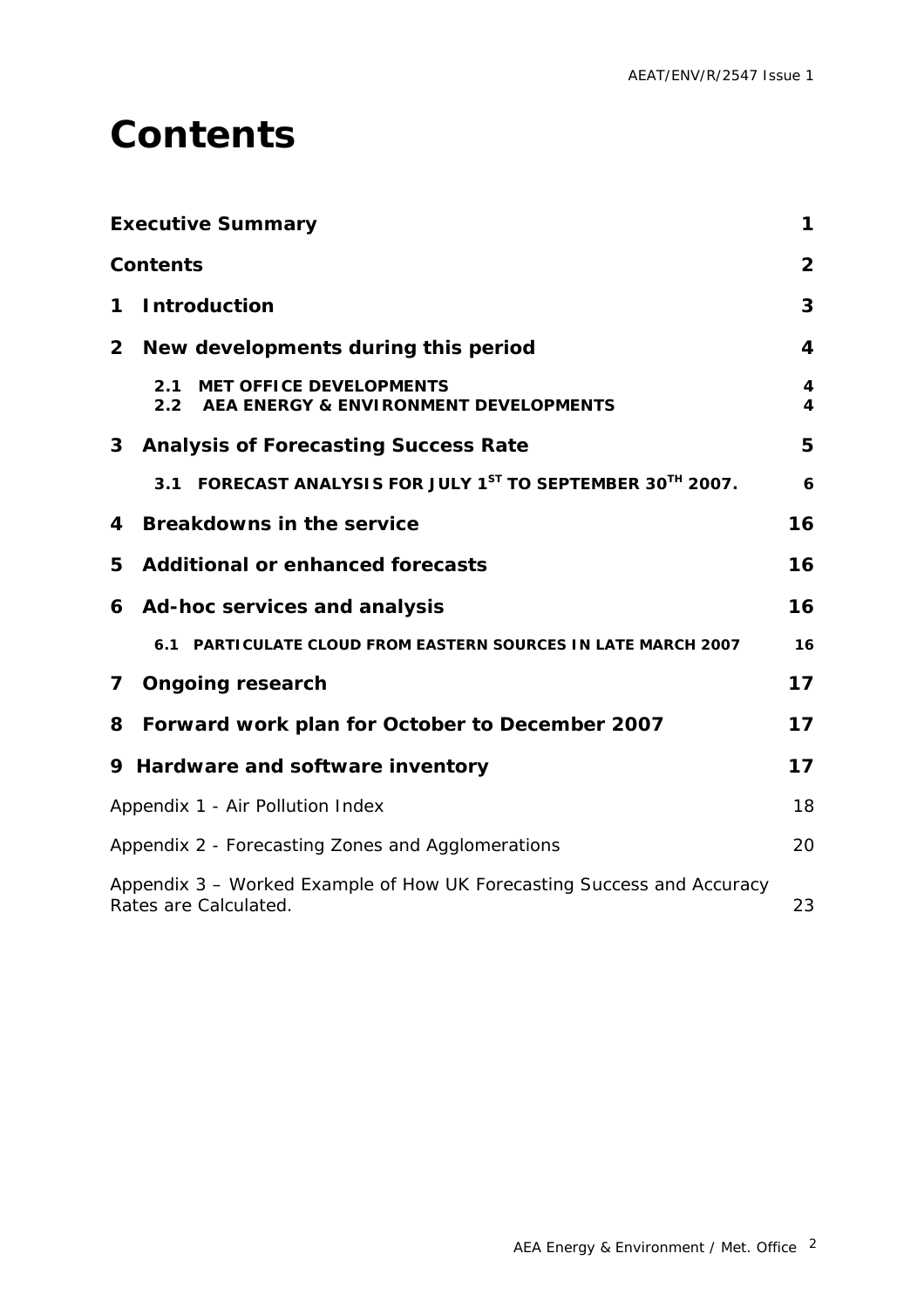# Contents

| | |
|---|---|
| **Executive Summary** | **1** |
| **Contents** | **2** |
| **1 Introduction** | **3** |
| **2 New developments during this period** | **4** |
| 2.1 MET OFFICE DEVELOPMENTS | 4 |
| 2.2 AEA ENERGY & ENVIRONMENT DEVELOPMENTS | 4 |
| **3 Analysis of Forecasting Success Rate** | **5** |
| 3.1 FORECAST ANALYSIS FOR JULY 1ST TO SEPTEMBER 30TH 2007. | 6 |
| **4 Breakdowns in the service** | **16** |
| **5 Additional or enhanced forecasts** | **16** |
| **6 Ad-hoc services and analysis** | **16** |
| 6.1 PARTICULATE CLOUD FROM EASTERN SOURCES IN LATE MARCH 2007 | 16 |
| **7 Ongoing research** | **17** |
| **8 Forward work plan for October to December 2007** | **17** |
| **9 Hardware and software inventory** | **17** |
| Appendix 1 - Air Pollution Index | 18 |
| Appendix 2 - Forecasting Zones and Agglomerations | 20 |
| Appendix 3 – Worked Example of How UK Forecasting Success and Accuracy Rates are Calculated. | 23 |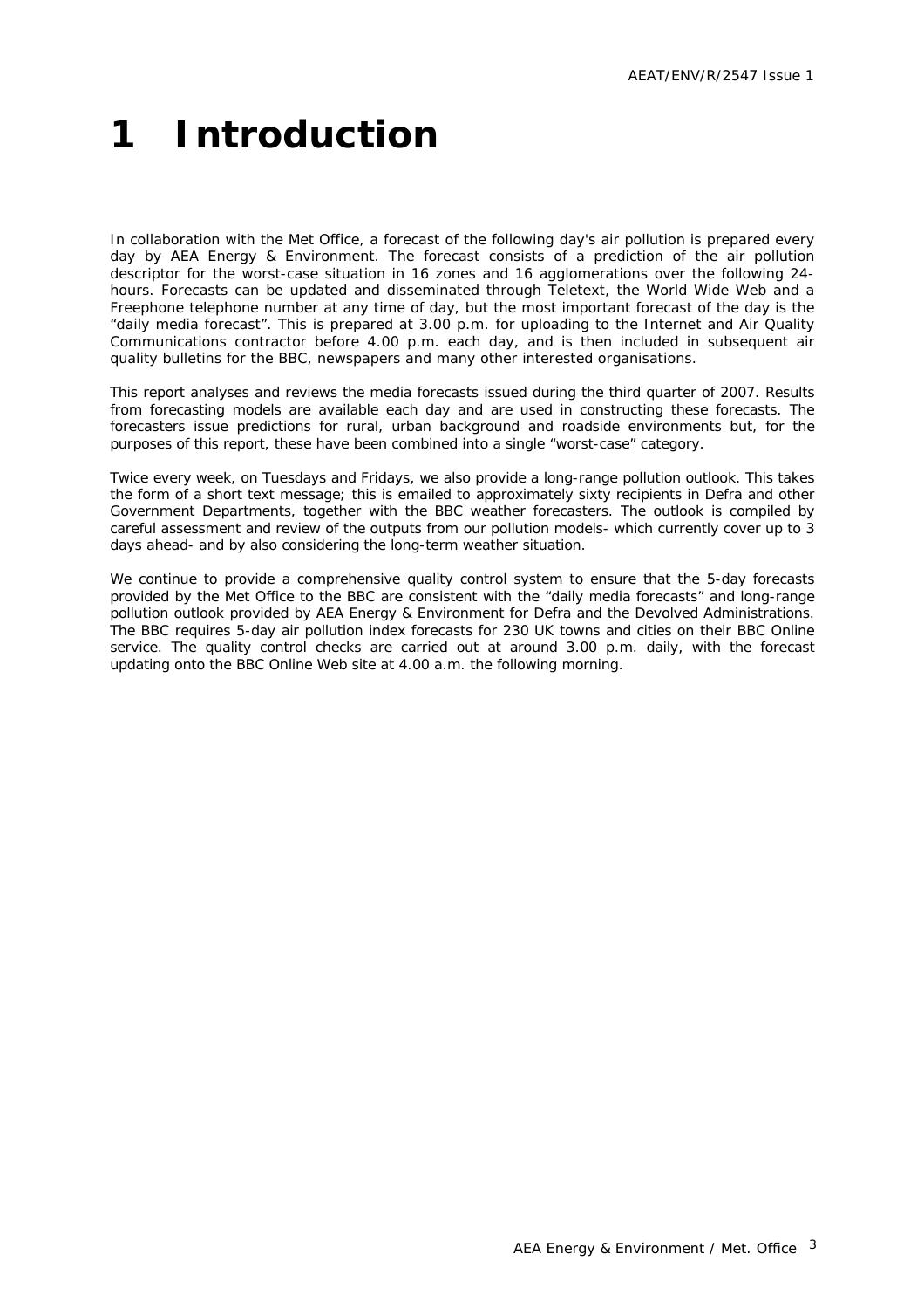# 1 Introduction

In collaboration with the Met Office, a forecast of the following day's air pollution is prepared every day by AEA Energy & Environment. The forecast consists of a prediction of the air pollution descriptor for the worst-case situation in 16 zones and 16 agglomerations over the following 24-hours. Forecasts can be updated and disseminated through Teletext, the World Wide Web and a Freephone telephone number at any time of day, but the most important forecast of the day is the "daily media forecast". This is prepared at 3.00 p.m. for uploading to the Internet and Air Quality Communications contractor before 4.00 p.m. each day, and is then included in subsequent air quality bulletins for the BBC, newspapers and many other interested organisations.

This report analyses and reviews the media forecasts issued during the third quarter of 2007. Results from forecasting models are available each day and are used in constructing these forecasts. The forecasters issue predictions for rural, urban background and roadside environments but, for the purposes of this report, these have been combined into a single "worst-case" category.

Twice every week, on Tuesdays and Fridays, we also provide a long-range pollution outlook. This takes the form of a short text message; this is emailed to approximately sixty recipients in Defra and other Government Departments, together with the BBC weather forecasters. The outlook is compiled by careful assessment and review of the outputs from our pollution models- which currently cover up to 3 days ahead- and by also considering the long-term weather situation.

We continue to provide a comprehensive quality control system to ensure that the 5-day forecasts provided by the Met Office to the BBC are consistent with the "daily media forecasts" and long-range pollution outlook provided by AEA Energy & Environment for Defra and the Devolved Administrations. The BBC requires 5-day air pollution index forecasts for 230 UK towns and cities on their BBC Online service. The quality control checks are carried out at around 3.00 p.m. daily, with the forecast updating onto the BBC Online Web site at 4.00 a.m. the following morning.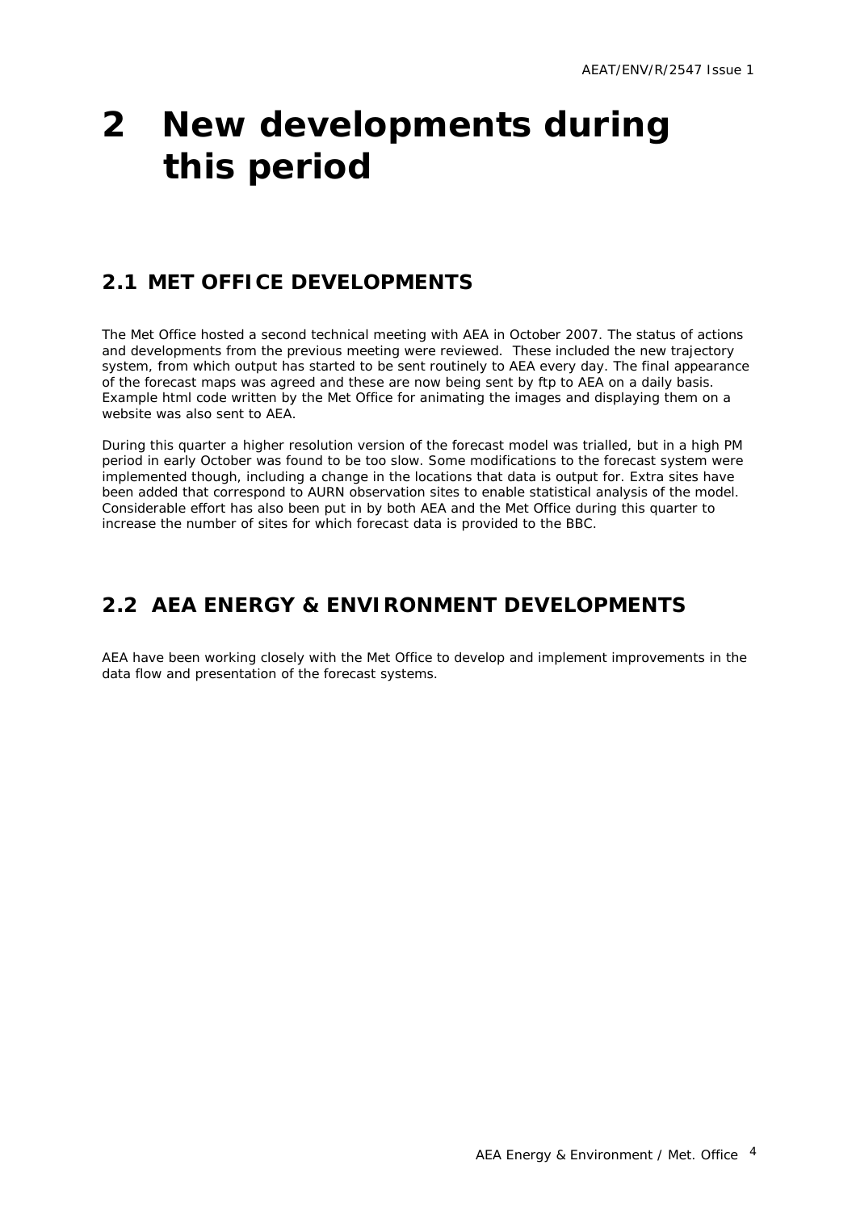# 2 New developments during this period

## 2.1 MET OFFICE DEVELOPMENTS

The Met Office hosted a second technical meeting with AEA in October 2007. The status of actions and developments from the previous meeting were reviewed. These included the new trajectory system, from which output has started to be sent routinely to AEA every day. The final appearance of the forecast maps was agreed and these are now being sent by ftp to AEA on a daily basis. Example html code written by the Met Office for animating the images and displaying them on a website was also sent to AEA.

During this quarter a higher resolution version of the forecast model was trialled, but in a high PM period in early October was found to be too slow. Some modifications to the forecast system were implemented though, including a change in the locations that data is output for. Extra sites have been added that correspond to AURN observation sites to enable statistical analysis of the model. Considerable effort has also been put in by both AEA and the Met Office during this quarter to increase the number of sites for which forecast data is provided to the BBC.

## 2.2 AEA ENERGY & ENVIRONMENT DEVELOPMENTS

AEA have been working closely with the Met Office to develop and implement improvements in the data flow and presentation of the forecast systems.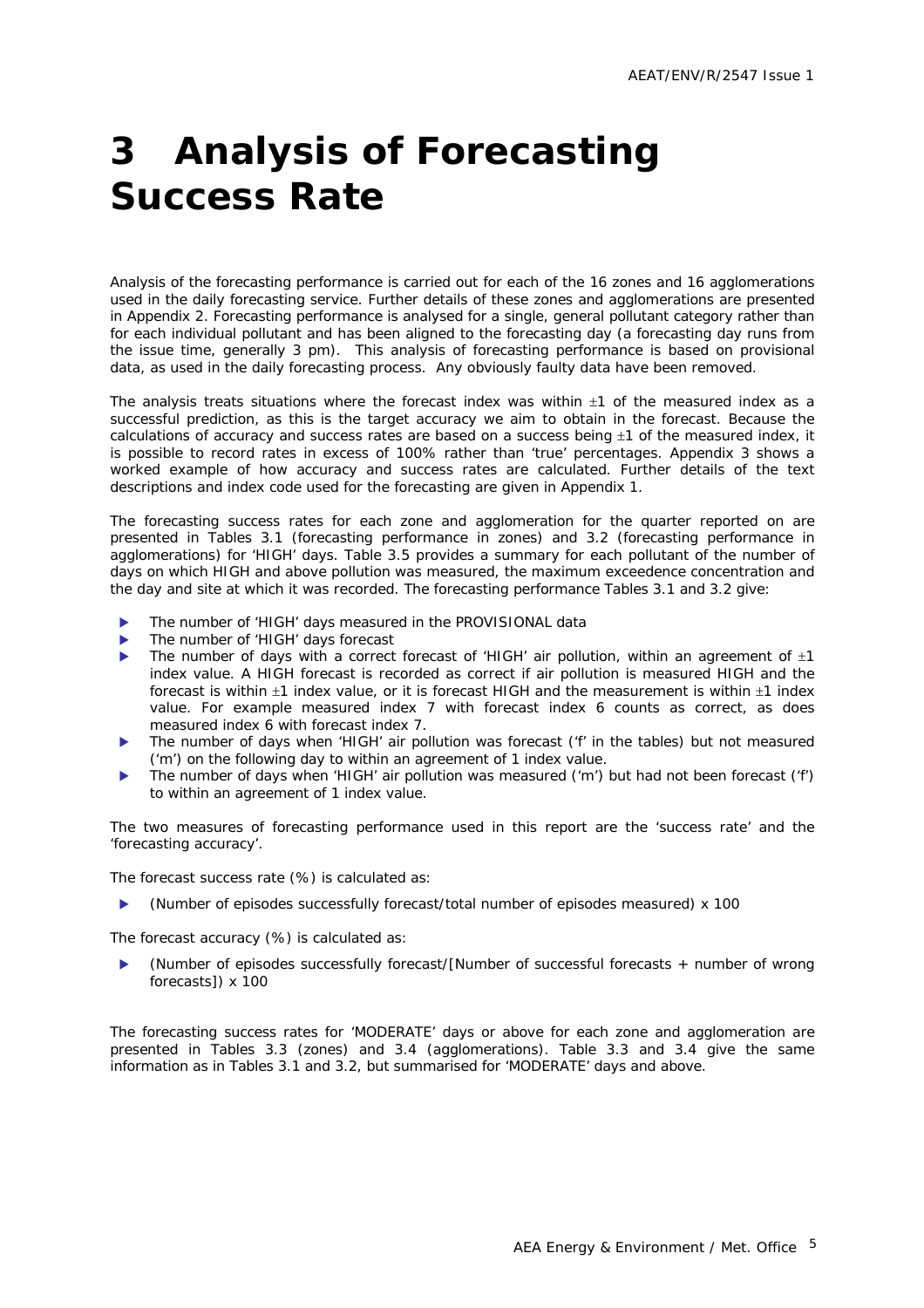# 3 Analysis of Forecasting Success Rate

Analysis of the forecasting performance is carried out for each of the 16 zones and 16 agglomerations used in the daily forecasting service. Further details of these zones and agglomerations are presented in Appendix 2. Forecasting performance is analysed for a single, general pollutant category rather than for each individual pollutant and has been aligned to the forecasting day (a forecasting day runs from the issue time, generally 3 pm). This analysis of forecasting performance is based on provisional data, as used in the daily forecasting process. Any obviously faulty data have been removed.

The analysis treats situations where the forecast index was within ±1 of the measured index as a successful prediction, as this is the target accuracy we aim to obtain in the forecast. Because the calculations of accuracy and success rates are based on a success being ±1 of the measured index, it is possible to record rates in excess of 100% rather than 'true' percentages. Appendix 3 shows a worked example of how accuracy and success rates are calculated. Further details of the text descriptions and index code used for the forecasting are given in Appendix 1.

The forecasting success rates for each zone and agglomeration for the quarter reported on are presented in Tables 3.1 (forecasting performance in zones) and 3.2 (forecasting performance in agglomerations) for 'HIGH' days. Table 3.5 provides a summary for each pollutant of the number of days on which HIGH and above pollution was measured, the maximum exceedence concentration and the day and site at which it was recorded. The forecasting performance Tables 3.1 and 3.2 give:

- The number of 'HIGH' days measured in the PROVISIONAL data
- The number of 'HIGH' days forecast
- The number of days with a correct forecast of 'HIGH' air pollution, within an agreement of ±1 index value. A HIGH forecast is recorded as correct if air pollution is measured HIGH and the forecast is within ±1 index value, or it is forecast HIGH and the measurement is within ±1 index value. For example measured index 7 with forecast index 6 counts as correct, as does measured index 6 with forecast index 7.
- The number of days when 'HIGH' air pollution was forecast ('f' in the tables) but not measured ('m') on the following day to within an agreement of 1 index value.
- The number of days when 'HIGH' air pollution was measured ('m') but had not been forecast ('f') to within an agreement of 1 index value.

The two measures of forecasting performance used in this report are the 'success rate' and the 'forecasting accuracy'.

The forecast success rate (%) is calculated as:

- (Number of episodes successfully forecast/total number of episodes measured) x 100

The forecast accuracy (%) is calculated as:

- (Number of episodes successfully forecast/[Number of successful forecasts + number of wrong forecasts]) x 100

The forecasting success rates for 'MODERATE' days or above for each zone and agglomeration are presented in Tables 3.3 (zones) and 3.4 (agglomerations). Table 3.3 and 3.4 give the same information as in Tables 3.1 and 3.2, but summarised for 'MODERATE' days and above.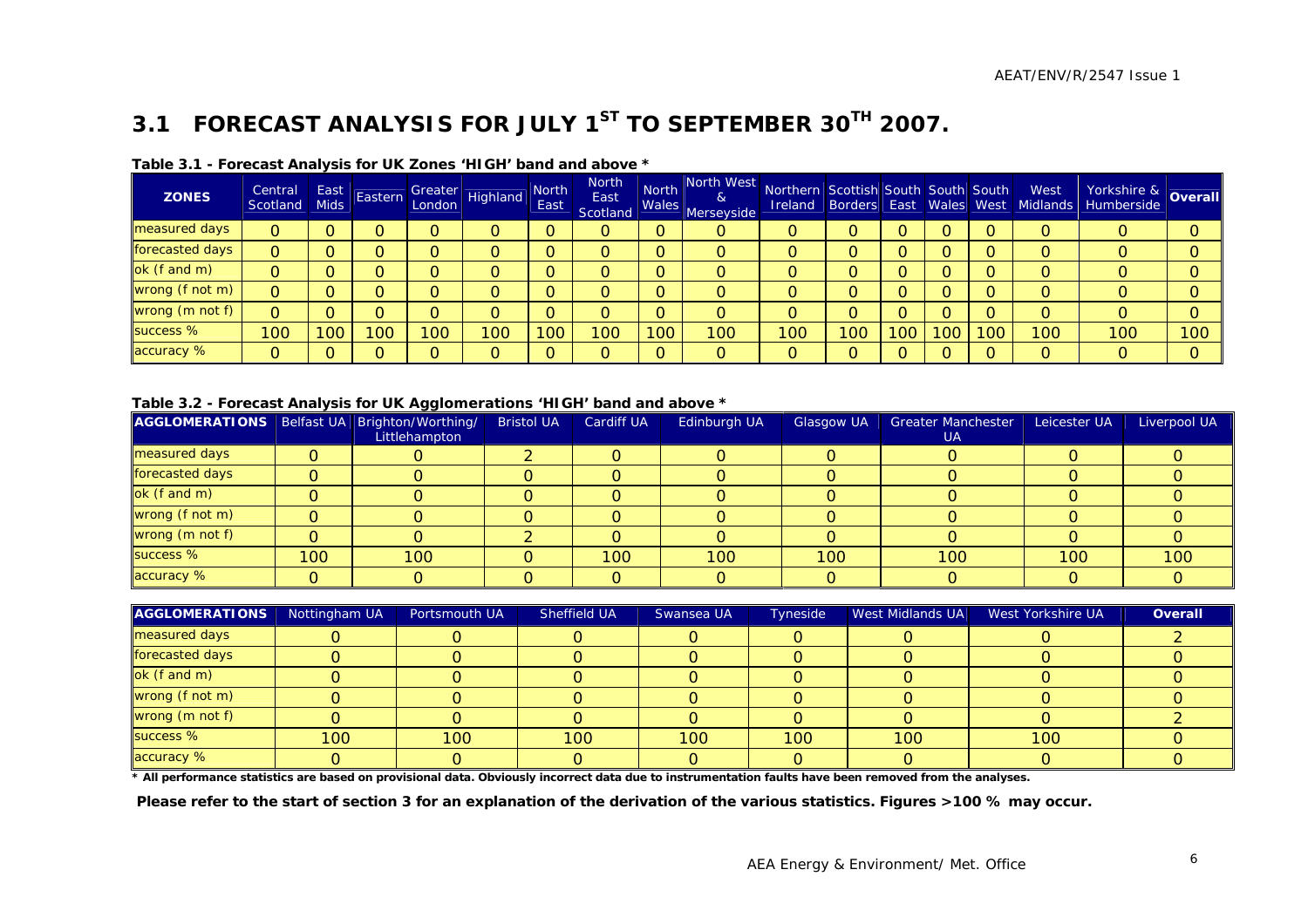## 3.1 FORECAST ANALYSIS FOR JULY 1ST TO SEPTEMBER 30TH 2007.

**Table 3.1 - Forecast Analysis for UK Zones 'HIGH' band and above ***

| ZONES | Central Scotland | East Mids | Eastern | Greater London | Highland | North East | North East Scotland | North Wales | North West & Merseyside | Northern Ireland | Scottish Borders | South East | South Wales | South West | West Midlands | Yorkshire & Humberside | Overall |
|---|---|---|---|---|---|---|---|---|---|---|---|---|---|---|---|---|---|
| measured days | 0 | 0 | 0 | 0 | 0 | 0 | 0 | 0 | 0 | 0 | 0 | 0 | 0 | 0 | 0 | 0 | 0 |
| forecasted days | 0 | 0 | 0 | 0 | 0 | 0 | 0 | 0 | 0 | 0 | 0 | 0 | 0 | 0 | 0 | 0 | 0 |
| ok (f and m) | 0 | 0 | 0 | 0 | 0 | 0 | 0 | 0 | 0 | 0 | 0 | 0 | 0 | 0 | 0 | 0 | 0 |
| wrong (f not m) | 0 | 0 | 0 | 0 | 0 | 0 | 0 | 0 | 0 | 0 | 0 | 0 | 0 | 0 | 0 | 0 | 0 |
| wrong (m not f) | 0 | 0 | 0 | 0 | 0 | 0 | 0 | 0 | 0 | 0 | 0 | 0 | 0 | 0 | 0 | 0 | 0 |
| success % | 100 | 100 | 100 | 100 | 100 | 100 | 100 | 100 | 100 | 100 | 100 | 100 | 100 | 100 | 100 | 100 | 100 |
| accuracy % | 0 | 0 | 0 | 0 | 0 | 0 | 0 | 0 | 0 | 0 | 0 | 0 | 0 | 0 | 0 | 0 | 0 |

**Table 3.2 - Forecast Analysis for UK Agglomerations 'HIGH' band and above ***

| AGGLOMERATIONS | Belfast UA | Brighton/Worthing/ Littlehampton | Bristol UA | Cardiff UA | Edinburgh UA | Glasgow UA | Greater Manchester UA | Leicester UA | Liverpool UA |
|---|---|---|---|---|---|---|---|---|---|
| measured days | 0 | 0 | 2 | 0 | 0 | 0 | 0 | 0 | 0 |
| forecasted days | 0 | 0 | 0 | 0 | 0 | 0 | 0 | 0 | 0 |
| ok (f and m) | 0 | 0 | 0 | 0 | 0 | 0 | 0 | 0 | 0 |
| wrong (f not m) | 0 | 0 | 0 | 0 | 0 | 0 | 0 | 0 | 0 |
| wrong (m not f) | 0 | 0 | 2 | 0 | 0 | 0 | 0 | 0 | 0 |
| success % | 100 | 100 | 0 | 100 | 100 | 100 | 100 | 100 | 100 |
| accuracy % | 0 | 0 | 0 | 0 | 0 | 0 | 0 | 0 | 0 |

| AGGLOMERATIONS | Nottingham UA | Portsmouth UA | Sheffield UA | Swansea UA | Tyneside | West Midlands UA | West Yorkshire UA | Overall |
|---|---|---|---|---|---|---|---|---|
| measured days | 0 | 0 | 0 | 0 | 0 | 0 | 0 | 2 |
| forecasted days | 0 | 0 | 0 | 0 | 0 | 0 | 0 | 0 |
| ok (f and m) | 0 | 0 | 0 | 0 | 0 | 0 | 0 | 0 |
| wrong (f not m) | 0 | 0 | 0 | 0 | 0 | 0 | 0 | 0 |
| wrong (m not f) | 0 | 0 | 0 | 0 | 0 | 0 | 0 | 2 |
| success % | 100 | 100 | 100 | 100 | 100 | 100 | 100 | 0 |
| accuracy % | 0 | 0 | 0 | 0 | 0 | 0 | 0 | 0 |

**\* All performance statistics are based on provisional data. Obviously incorrect data due to instrumentation faults have been removed from the analyses.**

**Please refer to the start of section 3 for an explanation of the derivation of the various statistics. Figures >100 % may occur.**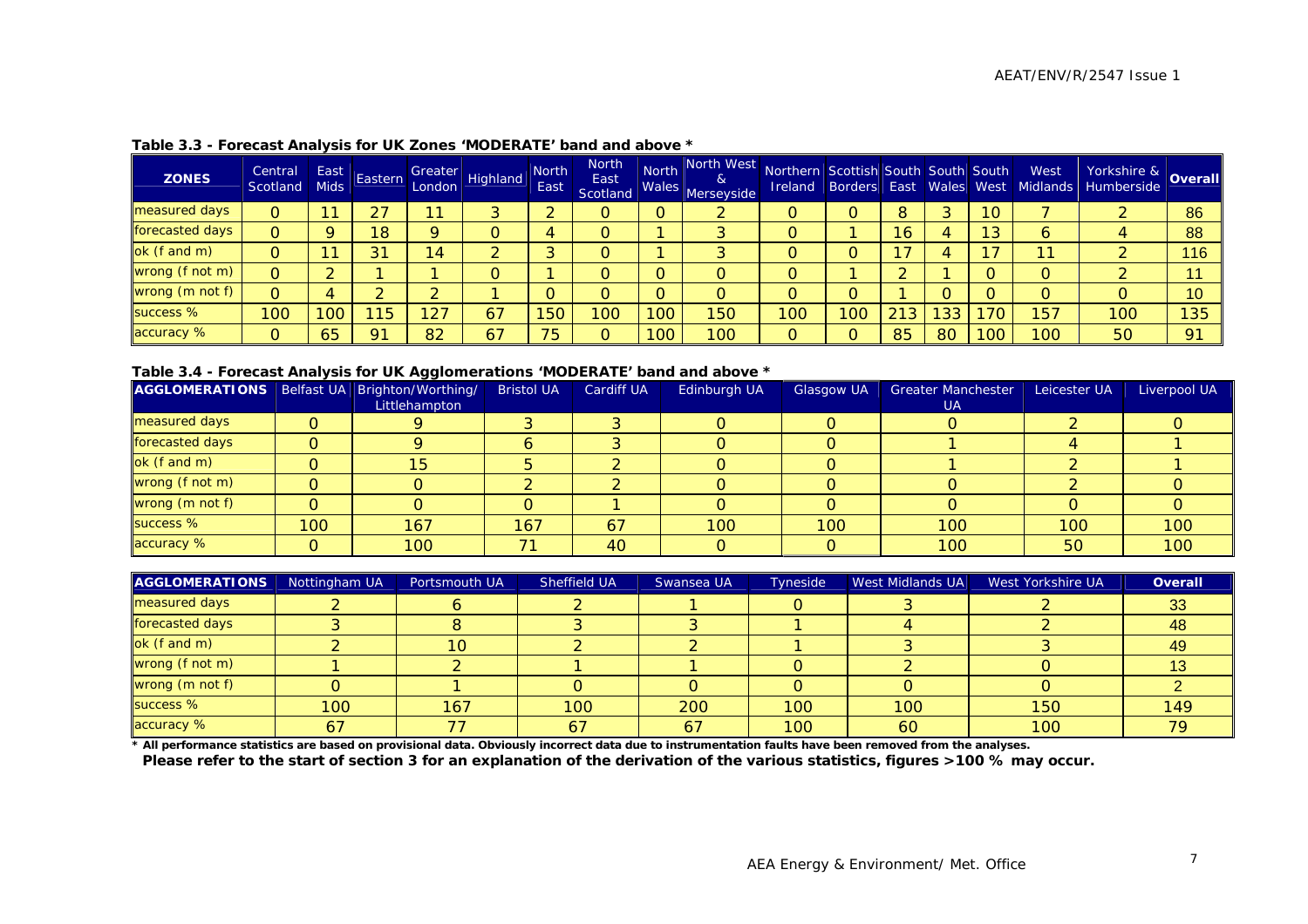**Table 3.3 - Forecast Analysis for UK Zones 'MODERATE' band and above ***

| ZONES | Central Scotland | East Mids | Eastern | Greater London | Highland | North East | North East Scotland | North Wales | North West & Merseyside | Northern Ireland | Scottish Borders | South East | South Wales | South West | West Midlands | Yorkshire & Humberside | Overall |
|---|---|---|---|---|---|---|---|---|---|---|---|---|---|---|---|---|---|
| measured days | 0 | 11 | 27 | 11 | 3 | 2 | 0 | 0 | 2 | 0 | 0 | 8 | 3 | 10 | 7 | 2 | 86 |
| forecasted days | 0 | 9 | 18 | 9 | 0 | 4 | 0 | 1 | 3 | 0 | 1 | 16 | 4 | 13 | 6 | 4 | 88 |
| ok (f and m) | 0 | 11 | 31 | 14 | 2 | 3 | 0 | 1 | 3 | 0 | 0 | 17 | 4 | 17 | 11 | 2 | 116 |
| wrong (f not m) | 0 | 2 | 1 | 1 | 0 | 1 | 0 | 0 | 0 | 0 | 1 | 2 | 1 | 0 | 0 | 2 | 11 |
| wrong (m not f) | 0 | 4 | 2 | 2 | 1 | 0 | 0 | 0 | 0 | 0 | 0 | 1 | 0 | 0 | 0 | 0 | 10 |
| success % | 100 | 100 | 115 | 127 | 67 | 150 | 100 | 100 | 150 | 100 | 100 | 213 | 133 | 170 | 157 | 100 | 135 |
| accuracy % | 0 | 65 | 91 | 82 | 67 | 75 | 0 | 100 | 100 | 0 | 0 | 85 | 80 | 100 | 100 | 50 | 91 |

**Table 3.4 - Forecast Analysis for UK Agglomerations 'MODERATE' band and above ***

| AGGLOMERATIONS | Belfast UA | Brighton/Worthing/ Littlehampton | Bristol UA | Cardiff UA | Edinburgh UA | Glasgow UA | Greater Manchester UA | Leicester UA | Liverpool UA |
|---|---|---|---|---|---|---|---|---|---|
| measured days | 0 | 9 | 3 | 3 | 0 | 0 | 0 | 2 | 0 |
| forecasted days | 0 | 9 | 6 | 3 | 0 | 0 | 1 | 4 | 1 |
| ok (f and m) | 0 | 15 | 5 | 2 | 0 | 0 | 1 | 2 | 1 |
| wrong (f not m) | 0 | 0 | 2 | 2 | 0 | 0 | 0 | 2 | 0 |
| wrong (m not f) | 0 | 0 | 0 | 1 | 0 | 0 | 0 | 0 | 0 |
| success % | 100 | 167 | 167 | 67 | 100 | 100 | 100 | 100 | 100 |
| accuracy % | 0 | 100 | 71 | 40 | 0 | 0 | 100 | 50 | 100 |

| AGGLOMERATIONS | Nottingham UA | Portsmouth UA | Sheffield UA | Swansea UA | Tyneside | West Midlands UA | West Yorkshire UA | Overall |
|---|---|---|---|---|---|---|---|---|
| measured days | 2 | 6 | 2 | 1 | 0 | 3 | 2 | 33 |
| forecasted days | 3 | 8 | 3 | 3 | 1 | 4 | 2 | 48 |
| ok (f and m) | 2 | 10 | 2 | 2 | 1 | 3 | 3 | 49 |
| wrong (f not m) | 1 | 2 | 1 | 1 | 0 | 2 | 0 | 13 |
| wrong (m not f) | 0 | 1 | 0 | 0 | 0 | 0 | 0 | 2 |
| success % | 100 | 167 | 100 | 200 | 100 | 100 | 150 | 149 |
| accuracy % | 67 | 77 | 67 | 67 | 100 | 60 | 100 | 79 |

* **All performance statistics are based on provisional data. Obviously incorrect data due to instrumentation faults have been removed from the analyses.**
**Please refer to the start of section 3 for an explanation of the derivation of the various statistics, figures >100 % may occur.**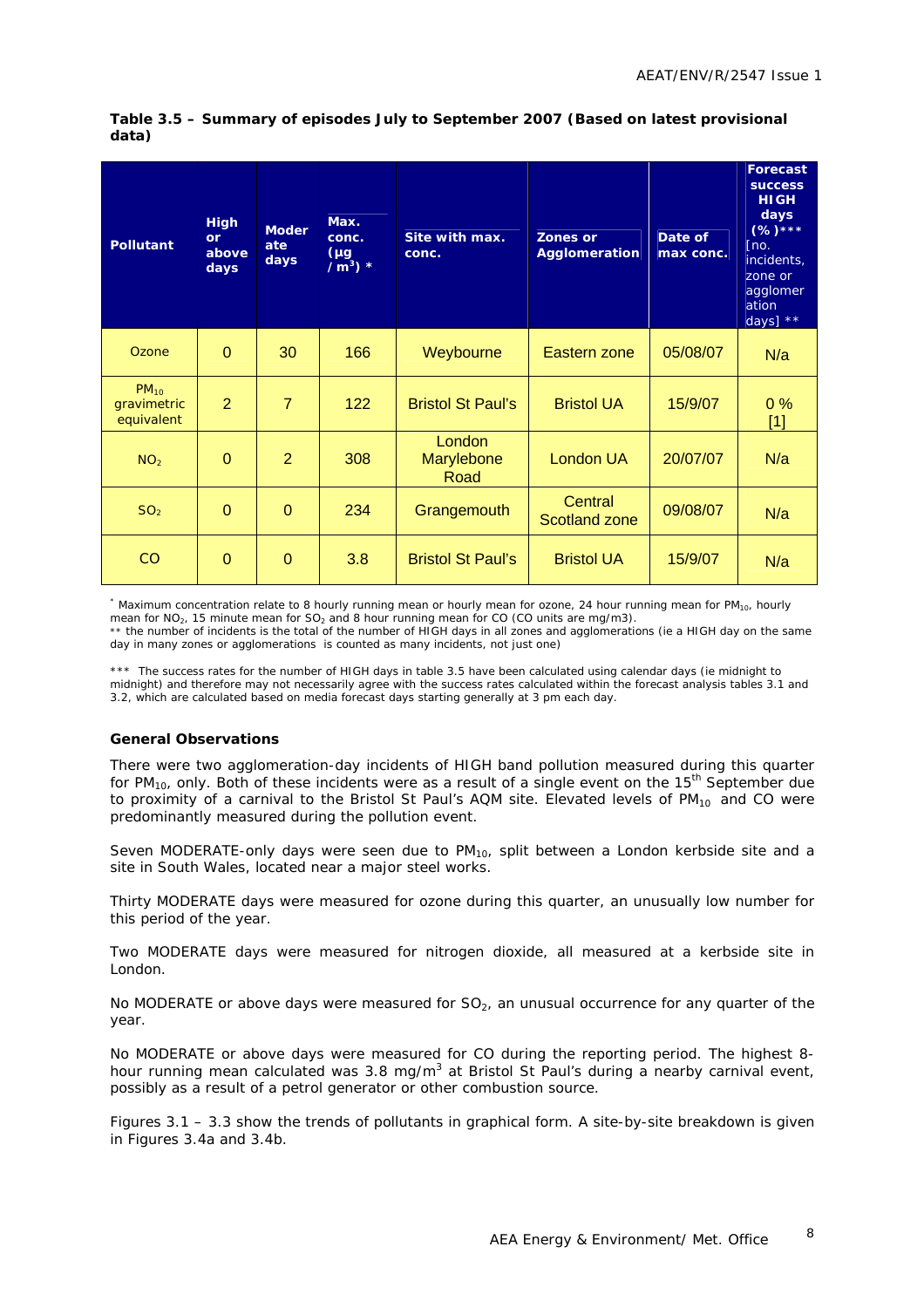**Table 3.5 – Summary of episodes July to September 2007 (Based on latest provisional data)**

| Pollutant | High or above days | Moderate days | Max. conc. (μg / $m^3$) * | Site with max. conc. | Zones or Agglomeration | Date of max conc. | Forecast success HIGH days (%)*** [no. incidents, zone or agglomeration days] ** |
|---|---|---|---|---|---|---|---|
| Ozone | 0 | 30 | 166 | Weybourne | Eastern zone | 05/08/07 | N/a |
| $PM_{10}$ gravimetric equivalent | 2 | 7 | 122 | Bristol St Paul's | Bristol UA | 15/9/07 | 0 % [1] |
| $NO_2$ | 0 | 2 | 308 | London Marylebone Road | London UA | 20/07/07 | N/a |
| $SO_2$ | 0 | 0 | 234 | Grangemouth | Central Scotland zone | 09/08/07 | N/a |
| CO | 0 | 0 | 3.8 | Bristol St Paul's | Bristol UA | 15/9/07 | N/a |

* Maximum concentration relate to 8 hourly running mean or hourly mean for ozone, 24 hour running mean for $PM_{10}$, hourly mean for $NO_2$, 15 minute mean for $SO_2$ and 8 hour running mean for CO (CO units are mg/m3).
** the number of incidents is the total of the number of HIGH days in all zones and agglomerations (ie a HIGH day on the same day in many zones or agglomerations is counted as many incidents, not just one)

*** The success rates for the number of HIGH days in table 3.5 have been calculated using calendar days (ie midnight to midnight) and therefore may not necessarily agree with the success rates calculated within the forecast analysis tables 3.1 and 3.2, which are calculated based on media forecast days starting generally at 3 pm each day.

**General Observations**

There were two agglomeration-day incidents of HIGH band pollution measured during this quarter for $PM_{10}$, only. Both of these incidents were as a result of a single event on the 15th September due to proximity of a carnival to the Bristol St Paul's AQM site. Elevated levels of $PM_{10}$ and CO were predominantly measured during the pollution event.

Seven MODERATE-only days were seen due to $PM_{10}$, split between a London kerbside site and a site in South Wales, located near a major steel works.

Thirty MODERATE days were measured for ozone during this quarter, an unusually low number for this period of the year.

Two MODERATE days were measured for nitrogen dioxide, all measured at a kerbside site in London.

No MODERATE or above days were measured for $SO_2$, an unusual occurrence for any quarter of the year.

No MODERATE or above days were measured for CO during the reporting period. The highest 8-hour running mean calculated was 3.8 mg/$m^3$ at Bristol St Paul's during a nearby carnival event, possibly as a result of a petrol generator or other combustion source.

Figures 3.1 – 3.3 show the trends of pollutants in graphical form. A site-by-site breakdown is given in Figures 3.4a and 3.4b.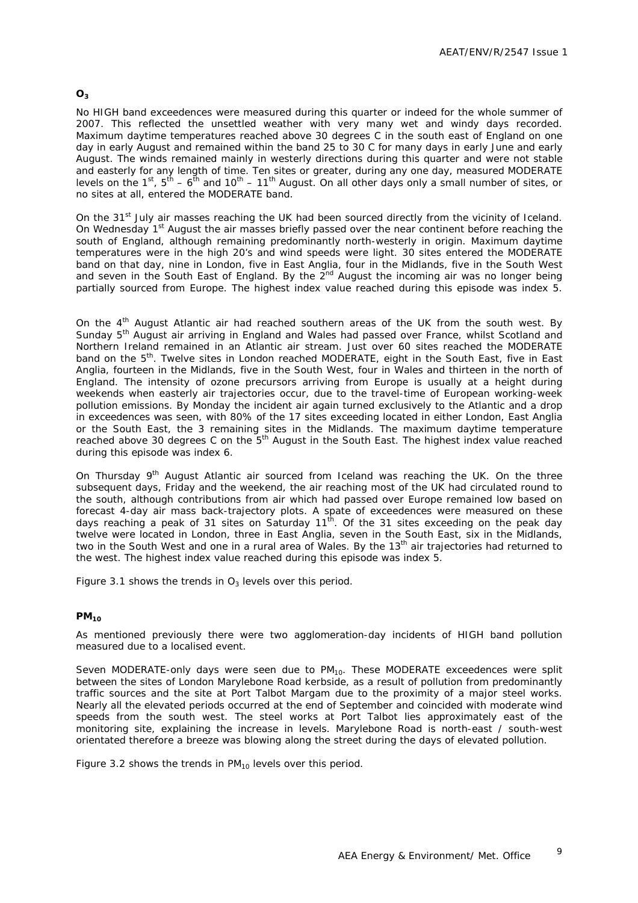## $O_3$

No HIGH band exceedences were measured during this quarter or indeed for the whole summer of 2007. This reflected the unsettled weather with very many wet and windy days recorded. Maximum daytime temperatures reached above 30 degrees C in the south east of England on one day in early August and remained within the band 25 to 30 C for many days in early June and early August. The winds remained mainly in westerly directions during this quarter and were not stable and easterly for any length of time. Ten sites or greater, during any one day, measured MODERATE levels on the 1st, 5th – 6th and 10th – 11th August. On all other days only a small number of sites, or no sites at all, entered the MODERATE band.

On the 31st July air masses reaching the UK had been sourced directly from the vicinity of Iceland. On Wednesday 1st August the air masses briefly passed over the near continent before reaching the south of England, although remaining predominantly north-westerly in origin. Maximum daytime temperatures were in the high 20's and wind speeds were light. 30 sites entered the MODERATE band on that day, nine in London, five in East Anglia, four in the Midlands, five in the South West and seven in the South East of England. By the 2nd August the incoming air was no longer being partially sourced from Europe. The highest index value reached during this episode was index 5.

On the 4th August Atlantic air had reached southern areas of the UK from the south west. By Sunday 5th August air arriving in England and Wales had passed over France, whilst Scotland and Northern Ireland remained in an Atlantic air stream. Just over 60 sites reached the MODERATE band on the 5th. Twelve sites in London reached MODERATE, eight in the South East, five in East Anglia, fourteen in the Midlands, five in the South West, four in Wales and thirteen in the north of England. The intensity of ozone precursors arriving from Europe is usually at a height during weekends when easterly air trajectories occur, due to the travel-time of European working-week pollution emissions. By Monday the incident air again turned exclusively to the Atlantic and a drop in exceedences was seen, with 80% of the 17 sites exceeding located in either London, East Anglia or the South East, the 3 remaining sites in the Midlands. The maximum daytime temperature reached above 30 degrees C on the 5th August in the South East. The highest index value reached during this episode was index 6.

On Thursday 9th August Atlantic air sourced from Iceland was reaching the UK. On the three subsequent days, Friday and the weekend, the air reaching most of the UK had circulated round to the south, although contributions from air which had passed over Europe remained low based on forecast 4-day air mass back-trajectory plots. A spate of exceedences were measured on these days reaching a peak of 31 sites on Saturday 11th. Of the 31 sites exceeding on the peak day twelve were located in London, three in East Anglia, seven in the South East, six in the Midlands, two in the South West and one in a rural area of Wales. By the 13th air trajectories had returned to the west. The highest index value reached during this episode was index 5.

Figure 3.1 shows the trends in $O_3$ levels over this period.

## $PM_{10}$

As mentioned previously there were two agglomeration-day incidents of HIGH band pollution measured due to a localised event.

Seven MODERATE-only days were seen due to $PM_{10}$. These MODERATE exceedences were split between the sites of London Marylebone Road kerbside, as a result of pollution from predominantly traffic sources and the site at Port Talbot Margam due to the proximity of a major steel works. Nearly all the elevated periods occurred at the end of September and coincided with moderate wind speeds from the south west. The steel works at Port Talbot lies approximately east of the monitoring site, explaining the increase in levels. Marylebone Road is north-east / south-west orientated therefore a breeze was blowing along the street during the days of elevated pollution.

Figure 3.2 shows the trends in $PM_{10}$ levels over this period.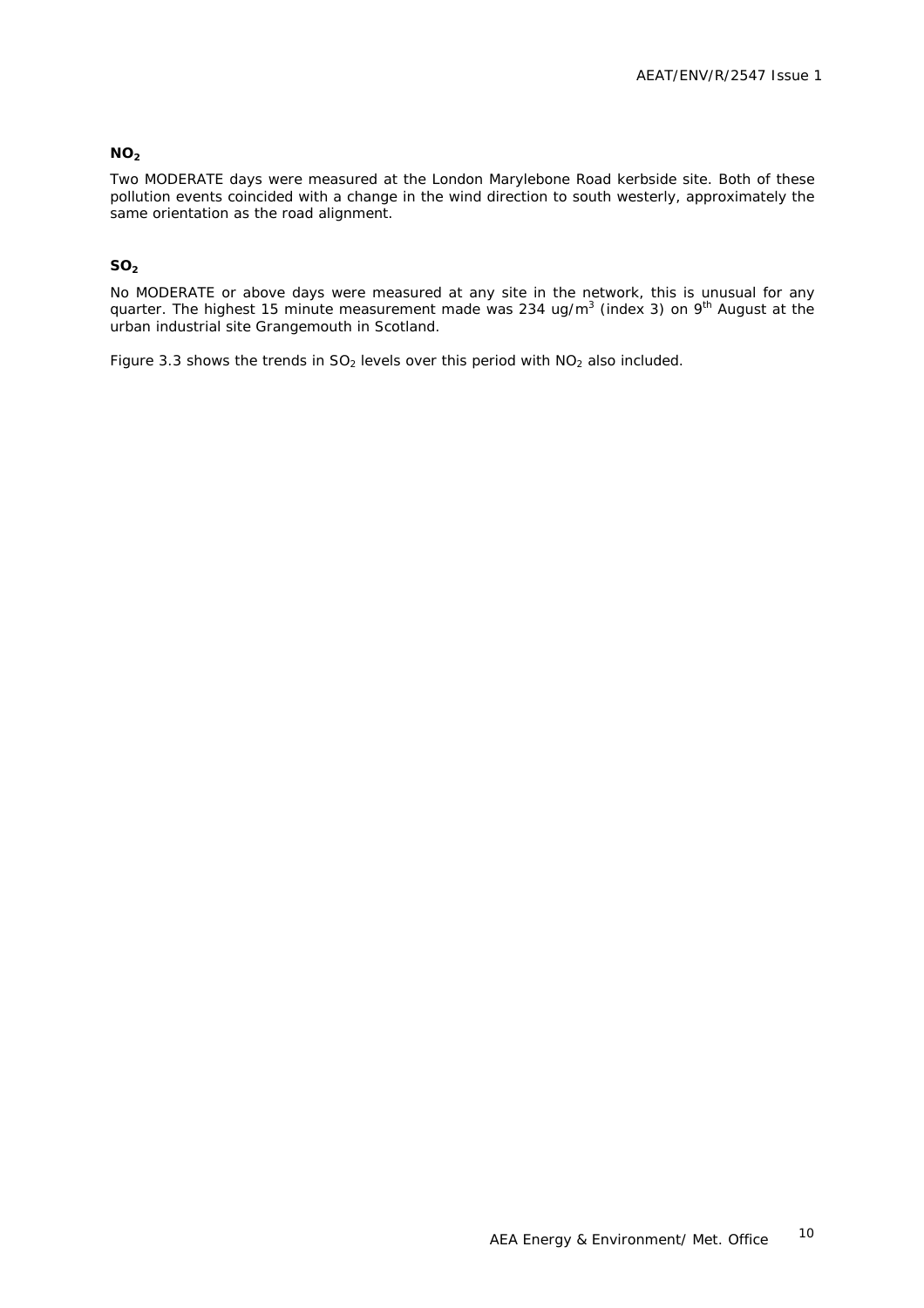### $NO_2$

Two MODERATE days were measured at the London Marylebone Road kerbside site. Both of these pollution events coincided with a change in the wind direction to south westerly, approximately the same orientation as the road alignment.

### $SO_2$

No MODERATE or above days were measured at any site in the network, this is unusual for any quarter. The highest 15 minute measurement made was 234 ug/m$^3$ (index 3) on 9$^{th}$ August at the urban industrial site Grangemouth in Scotland.

Figure 3.3 shows the trends in $SO_2$ levels over this period with $NO_2$ also included.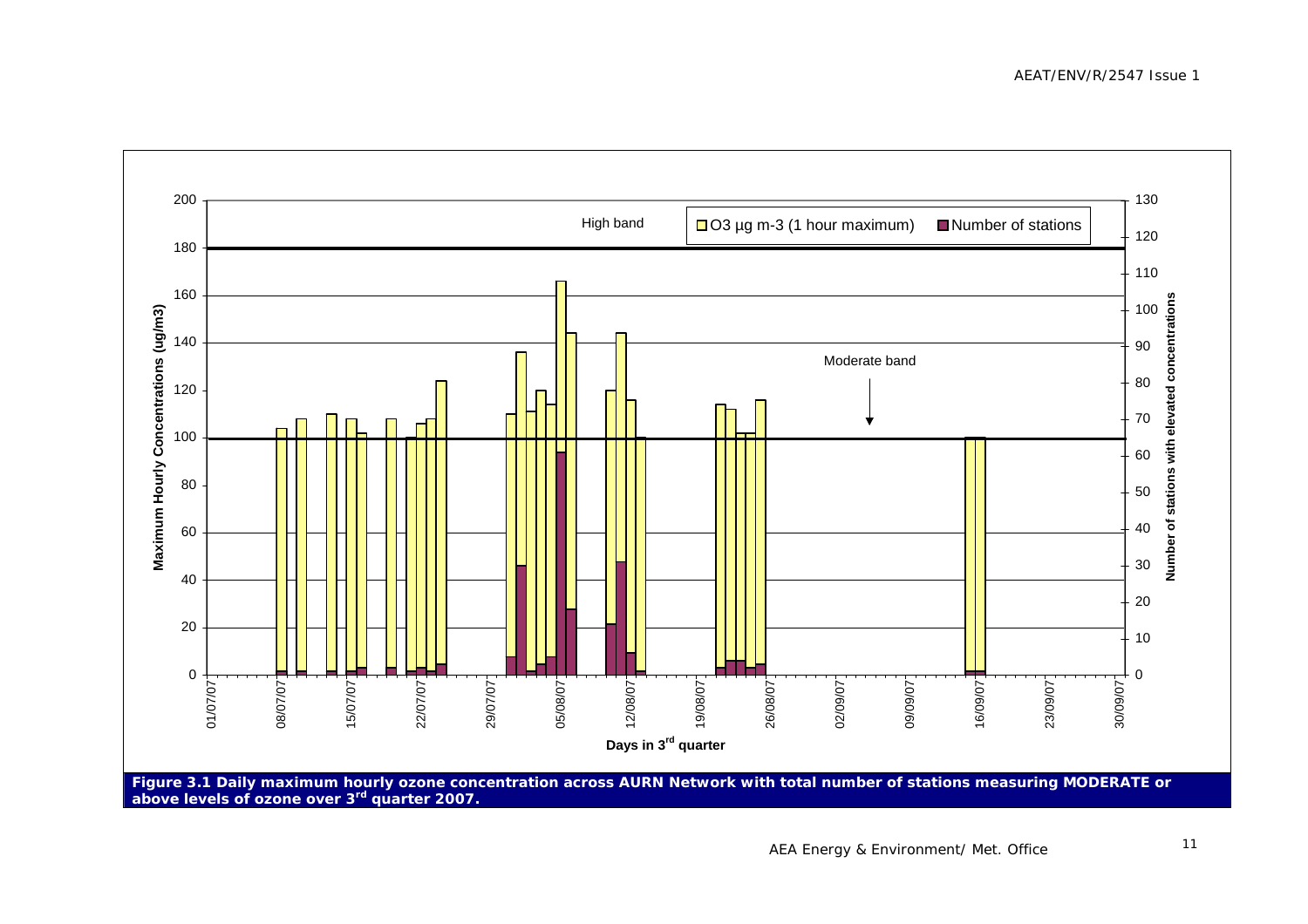**Figure 3.1 Daily maximum hourly ozone concentration across AURN Network with total number of stations measuring MODERATE or above levels of ozone over 3rd quarter 2007.**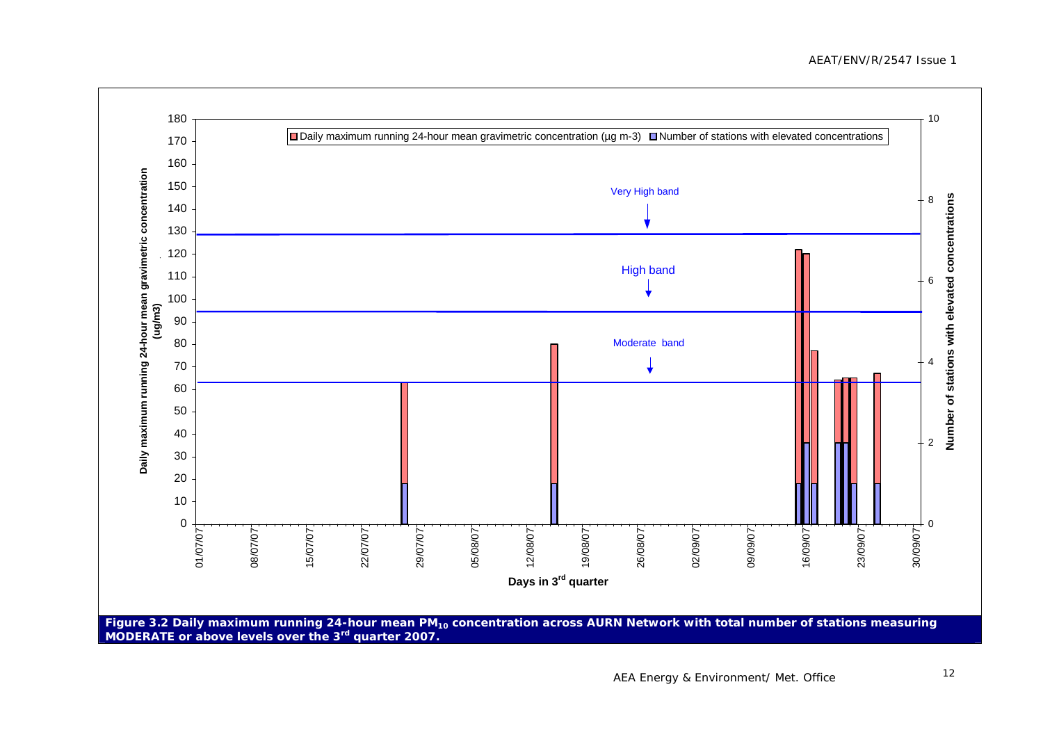**Figure 3.2 Daily maximum running 24-hour mean $PM_{10}$ concentration across AURN Network with total number of stations measuring MODERATE or above levels over the 3rd quarter 2007.**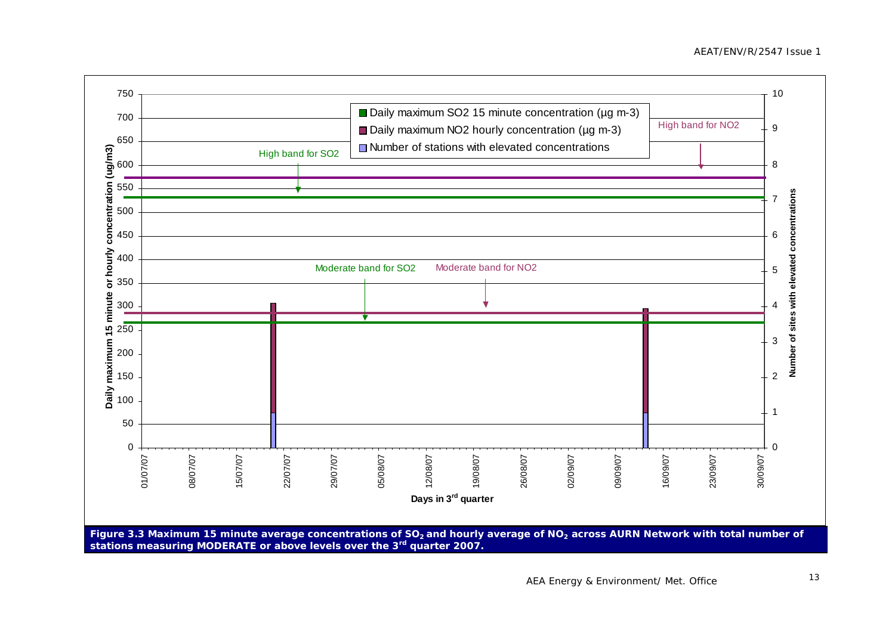**Figure 3.3 Maximum 15 minute average concentrations of $SO_2$ and hourly average of $NO_2$ across AURN Network with total number of stations measuring MODERATE or above levels over the 3[rd] quarter 2007.**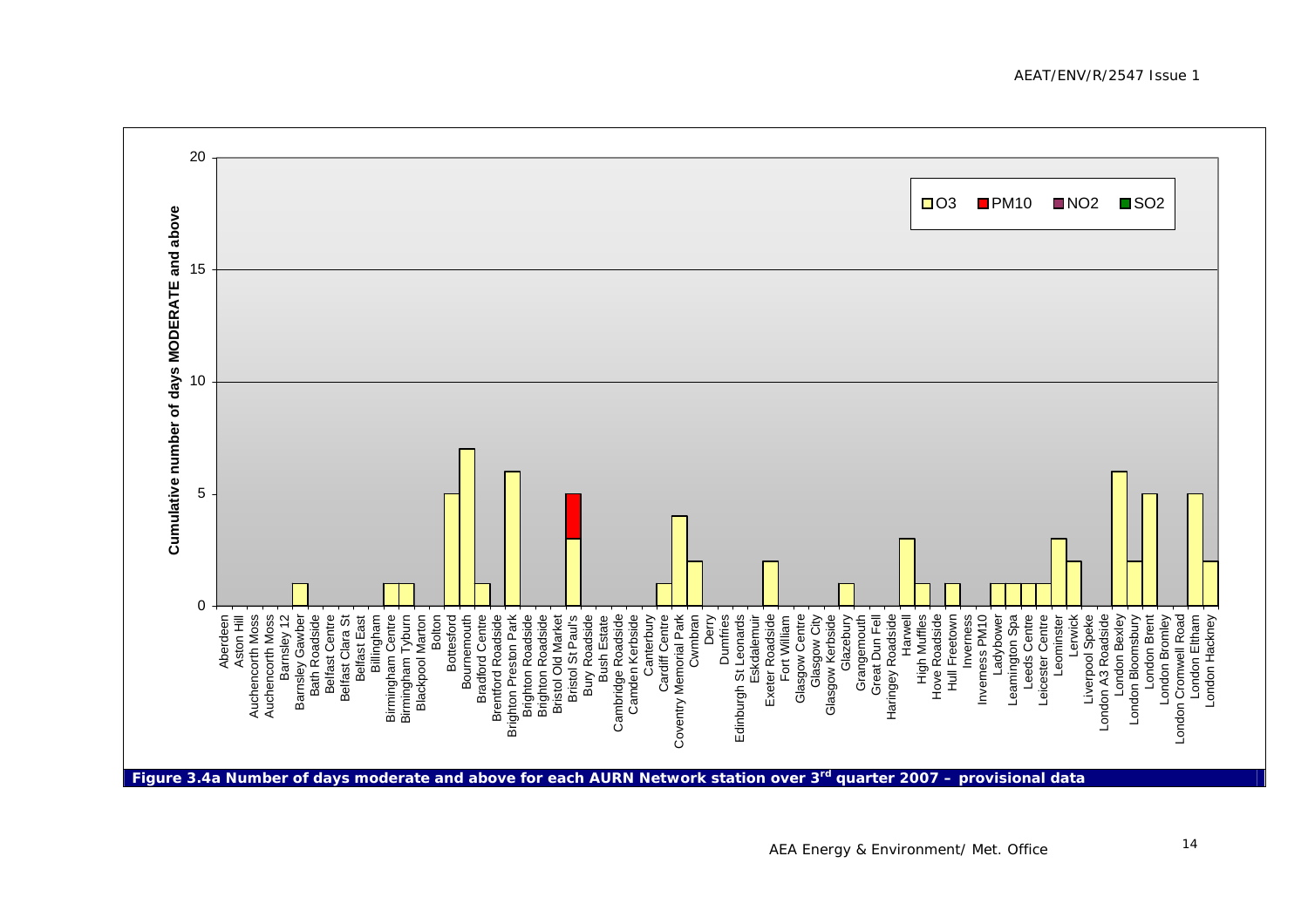**Figure 3.4a Number of days moderate and above for each AURN Network station over 3rd quarter 2007 – provisional data**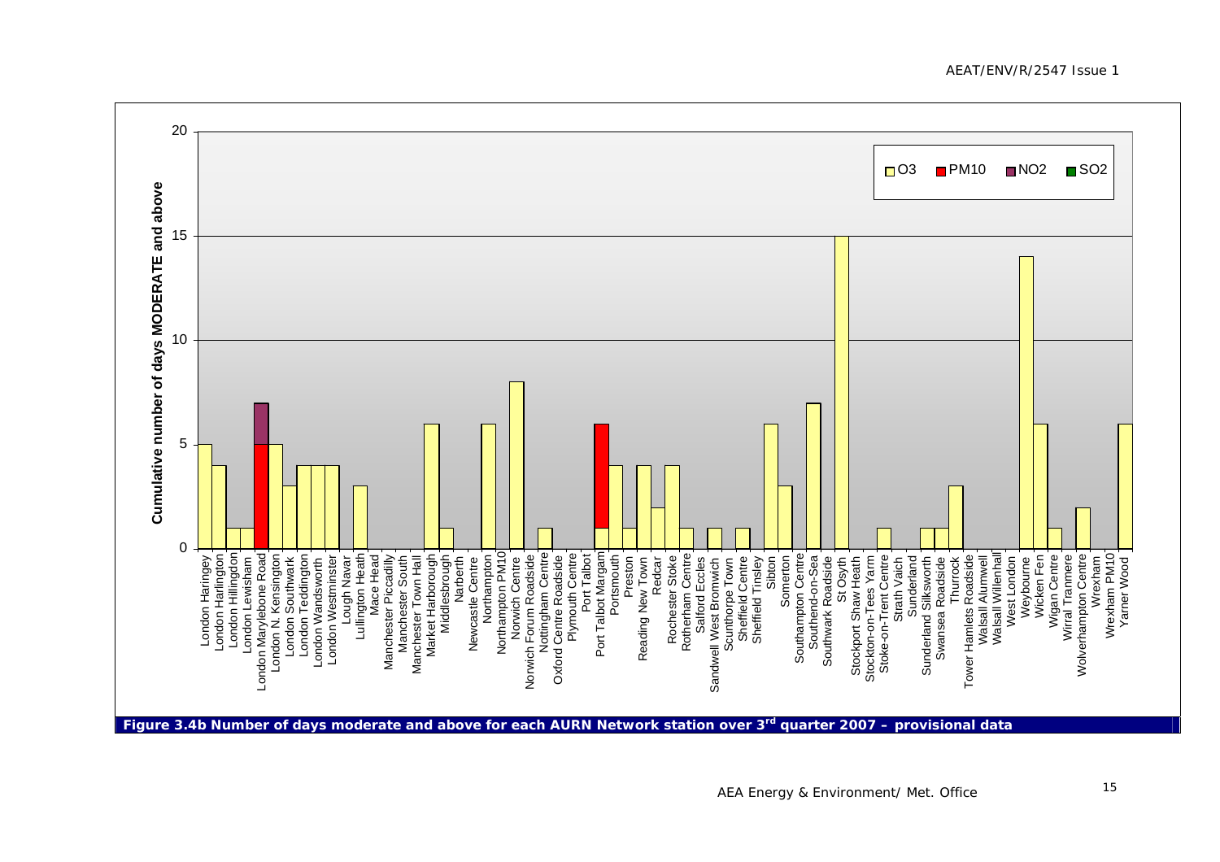Figure 3.4b Number of days moderate and above for each AURN Network station over 3rd quarter 2007 – provisional data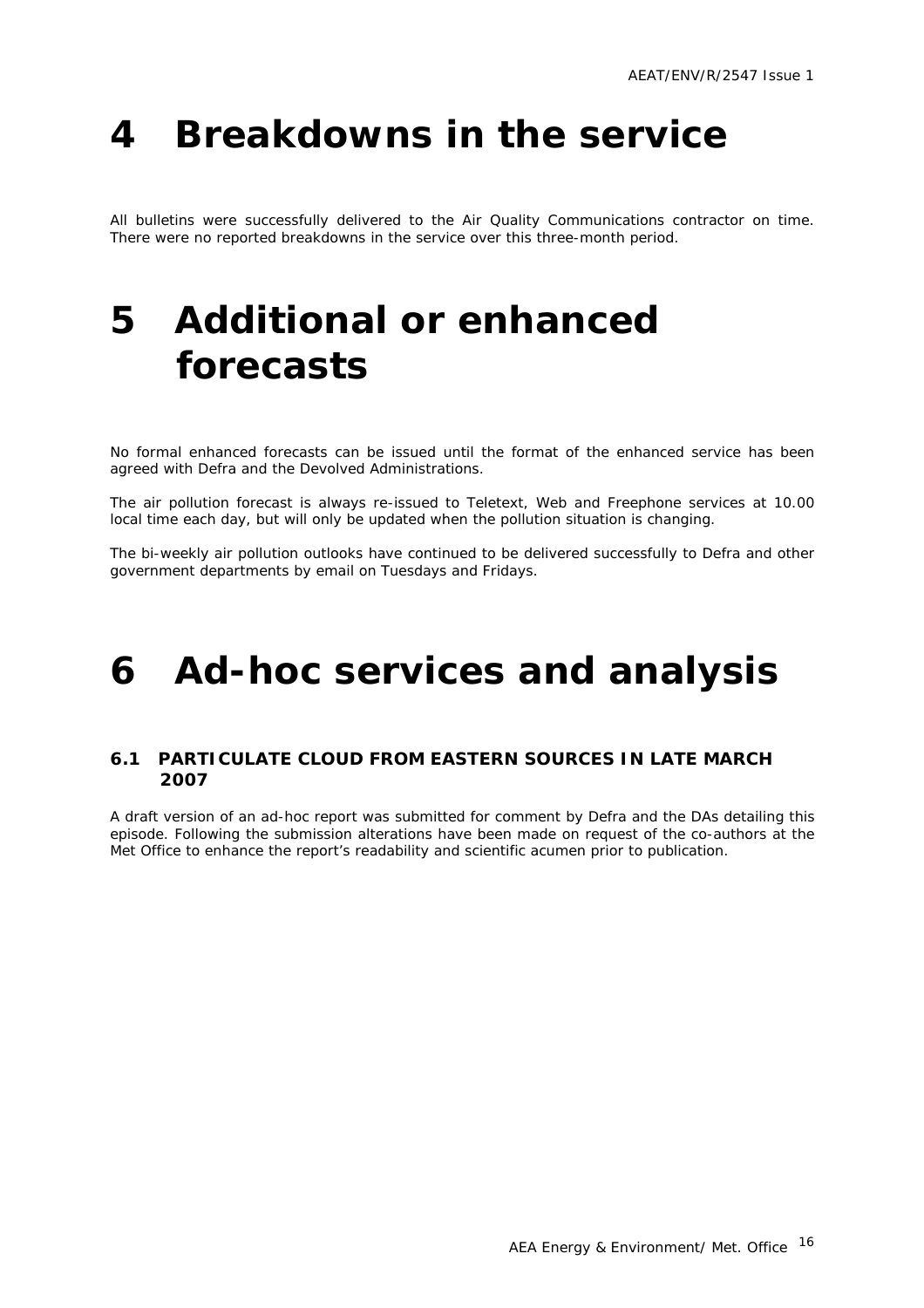# 4 Breakdowns in the service

All bulletins were successfully delivered to the Air Quality Communications contractor on time. There were no reported breakdowns in the service over this three-month period.

# 5 Additional or enhanced forecasts

No formal enhanced forecasts can be issued until the format of the enhanced service has been agreed with Defra and the Devolved Administrations.

The air pollution forecast is always re-issued to Teletext, Web and Freephone services at 10.00 local time each day, but will only be updated when the pollution situation is changing.

The bi-weekly air pollution outlooks have continued to be delivered successfully to Defra and other government departments by email on Tuesdays and Fridays.

# 6 Ad-hoc services and analysis

## 6.1 PARTICULATE CLOUD FROM EASTERN SOURCES IN LATE MARCH 2007

A draft version of an ad-hoc report was submitted for comment by Defra and the DAs detailing this episode. Following the submission alterations have been made on request of the co-authors at the Met Office to enhance the report's readability and scientific acumen prior to publication.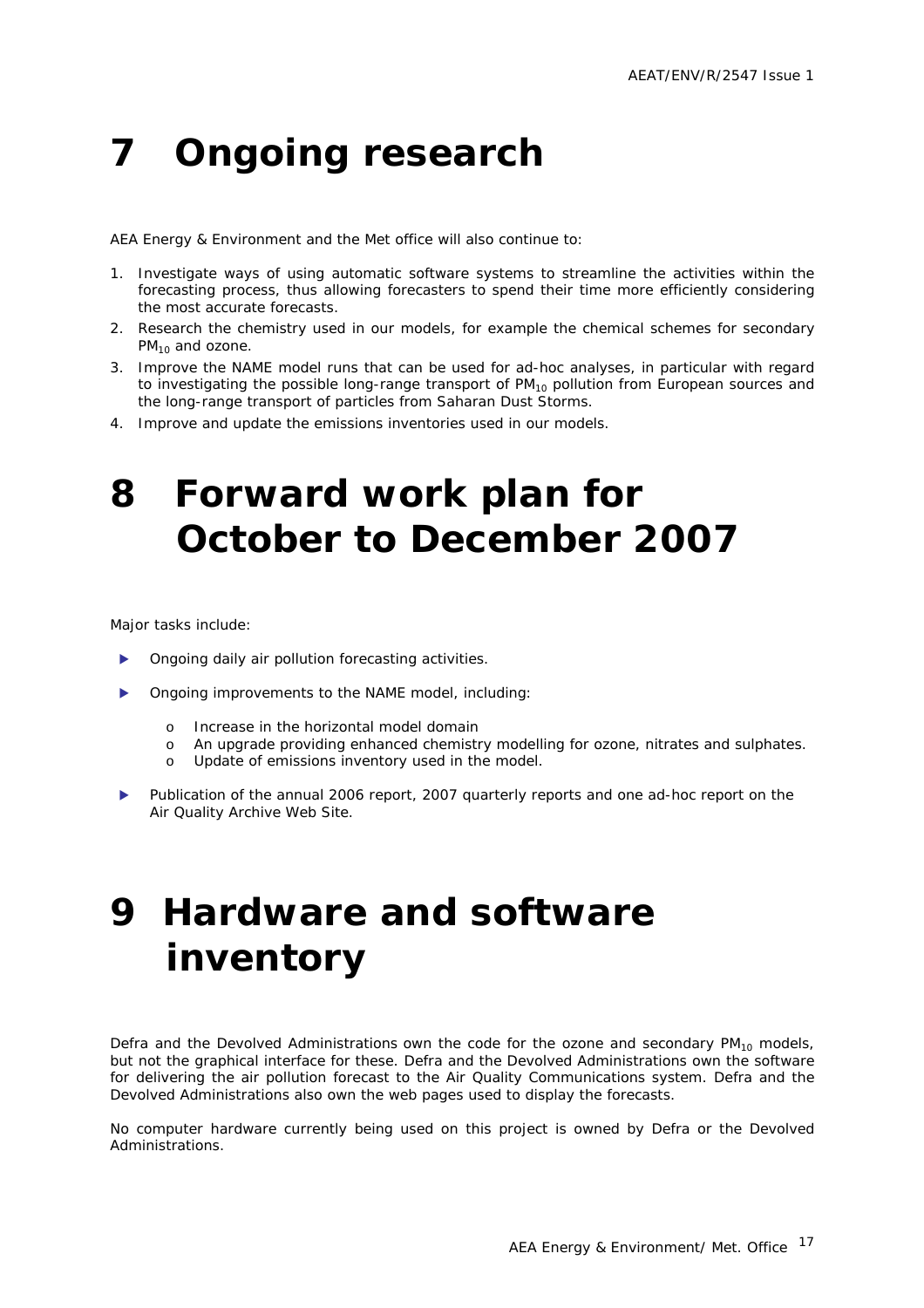# 7 Ongoing research

AEA Energy & Environment and the Met office will also continue to:

1. Investigate ways of using automatic software systems to streamline the activities within the forecasting process, thus allowing forecasters to spend their time more efficiently considering the most accurate forecasts.
2. Research the chemistry used in our models, for example the chemical schemes for secondary $PM_{10}$ and ozone.
3. Improve the NAME model runs that can be used for ad-hoc analyses, in particular with regard to investigating the possible long-range transport of $PM_{10}$ pollution from European sources and the long-range transport of particles from Saharan Dust Storms.
4. Improve and update the emissions inventories used in our models.

# 8 Forward work plan for October to December 2007

Major tasks include:

- Ongoing daily air pollution forecasting activities.
- Ongoing improvements to the NAME model, including:
  - Increase in the horizontal model domain
  - An upgrade providing enhanced chemistry modelling for ozone, nitrates and sulphates.
  - Update of emissions inventory used in the model.
- Publication of the annual 2006 report, 2007 quarterly reports and one ad-hoc report on the Air Quality Archive Web Site.

# 9 Hardware and software inventory

Defra and the Devolved Administrations own the code for the ozone and secondary $PM_{10}$ models, but not the graphical interface for these. Defra and the Devolved Administrations own the software for delivering the air pollution forecast to the Air Quality Communications system. Defra and the Devolved Administrations also own the web pages used to display the forecasts.

No computer hardware currently being used on this project is owned by Defra or the Devolved Administrations.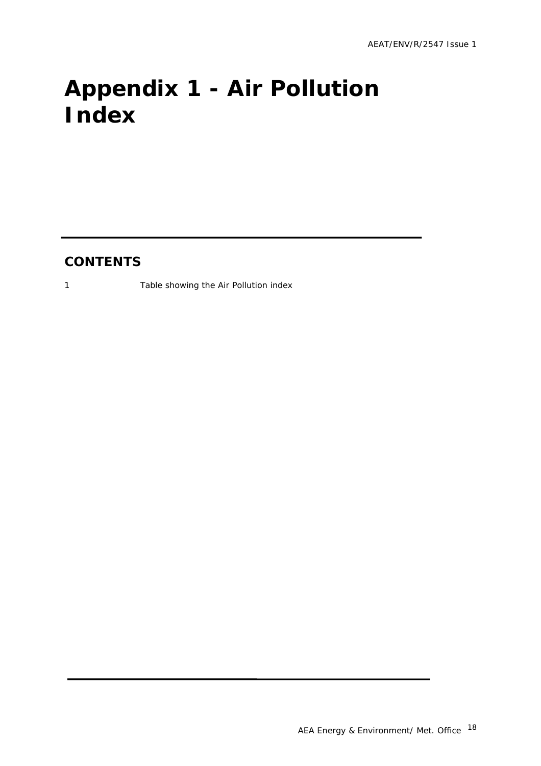# Appendix 1 - Air Pollution Index

## CONTENTS

1 Table showing the Air Pollution index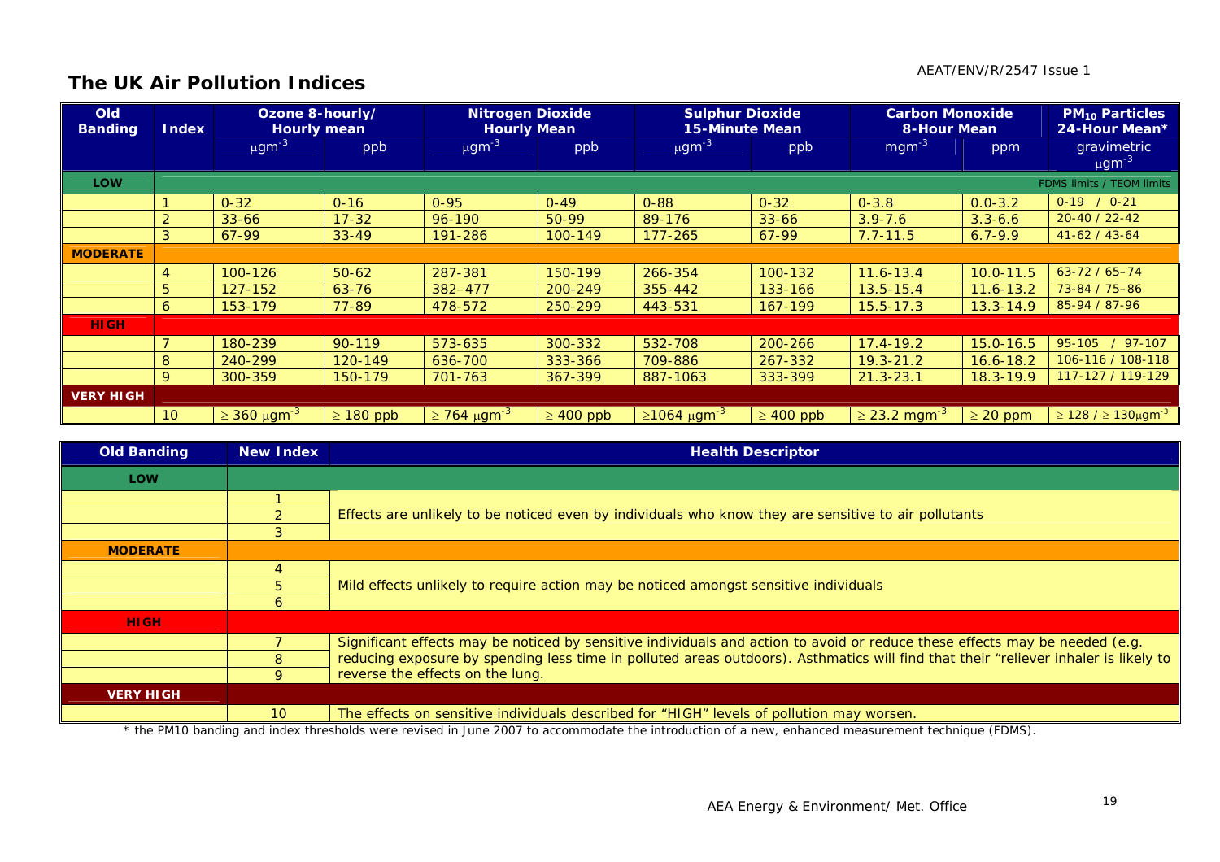## The UK Air Pollution Indices

| Old Banding | Index | Ozone 8-hourly/ Hourly mean | | Nitrogen Dioxide Hourly Mean | | Sulphur Dioxide 15-Minute Mean | | Carbon Monoxide 8-Hour Mean | | $PM_{10}$ Particles 24-Hour Mean* |
|---|---|---|---|---|---|---|---|---|---|---|
| | | $\mu gm^{-3}$ | ppb | $\mu gm^{-3}$ | ppb | $\mu gm^{-3}$ | ppb | $mgm^{-3}$ | ppm | gravimetric $\mu gm^{-3}$ |
| **LOW** | | | | | | | | | | FDMS limits / TEOM limits |
| | 1 | 0-32 | 0-16 | 0-95 | 0-49 | 0-88 | 0-32 | 0-3.8 | 0.0-3.2 | 0-19 / 0-21 |
| | 2 | 33-66 | 17-32 | 96-190 | 50-99 | 89-176 | 33-66 | 3.9-7.6 | 3.3-6.6 | 20-40 / 22-42 |
| | 3 | 67-99 | 33-49 | 191-286 | 100-149 | 177-265 | 67-99 | 7.7-11.5 | 6.7-9.9 | 41-62 / 43-64 |
| **MODERATE** | | | | | | | | | | |
| | 4 | 100-126 | 50-62 | 287-381 | 150-199 | 266-354 | 100-132 | 11.6-13.4 | 10.0-11.5 | 63-72 / 65–74 |
| | 5 | 127-152 | 63-76 | 382–477 | 200-249 | 355-442 | 133-166 | 13.5-15.4 | 11.6-13.2 | 73-84 / 75–86 |
| | 6 | 153-179 | 77-89 | 478-572 | 250-299 | 443-531 | 167-199 | 15.5-17.3 | 13.3-14.9 | 85-94 / 87-96 |
| **HIGH** | | | | | | | | | | |
| | 7 | 180-239 | 90-119 | 573-635 | 300-332 | 532-708 | 200-266 | 17.4-19.2 | 15.0-16.5 | 95-105 / 97-107 |
| | 8 | 240-299 | 120-149 | 636-700 | 333-366 | 709-886 | 267-332 | 19.3-21.2 | 16.6-18.2 | 106-116 / 108-118 |
| | 9 | 300-359 | 150-179 | 701-763 | 367-399 | 887-1063 | 333-399 | 21.3-23.1 | 18.3-19.9 | 117-127 / 119-129 |
| **VERY HIGH** | | | | | | | | | | |
| | 10 | $\geq$ 360 $\mu gm^{-3}$ | $\geq$ 180 ppb | $\geq$ 764 $\mu gm^{-3}$ | $\geq$ 400 ppb | $\geq$1064 $\mu gm^{-3}$ | $\geq$ 400 ppb | $\geq$ 23.2 $mgm^{-3}$ | $\geq$ 20 ppm | $\geq$ 128 / $\geq$ 130$\mu gm^{-3}$ |

| Old Banding | New Index | Health Descriptor |
|---|---|---|
| **LOW** | | |
| | 1 | Effects are unlikely to be noticed even by individuals who know they are sensitive to air pollutants |
| | 2 | |
| | 3 | |
| **MODERATE** | | |
| | 4 | Mild effects unlikely to require action may be noticed amongst sensitive individuals |
| | 5 | |
| | 6 | |
| **HIGH** | | |
| | 7 | Significant effects may be noticed by sensitive individuals and action to avoid or reduce these effects may be needed (e.g. reducing exposure by spending less time in polluted areas outdoors). Asthmatics will find that their "reliever inhaler is likely to reverse the effects on the lung. |
| | 8 | |
| | 9 | |
| **VERY HIGH** | | |
| | 10 | The effects on sensitive individuals described for "HIGH" levels of pollution may worsen. |

* the PM10 banding and index thresholds were revised in June 2007 to accommodate the introduction of a new, enhanced measurement technique (FDMS).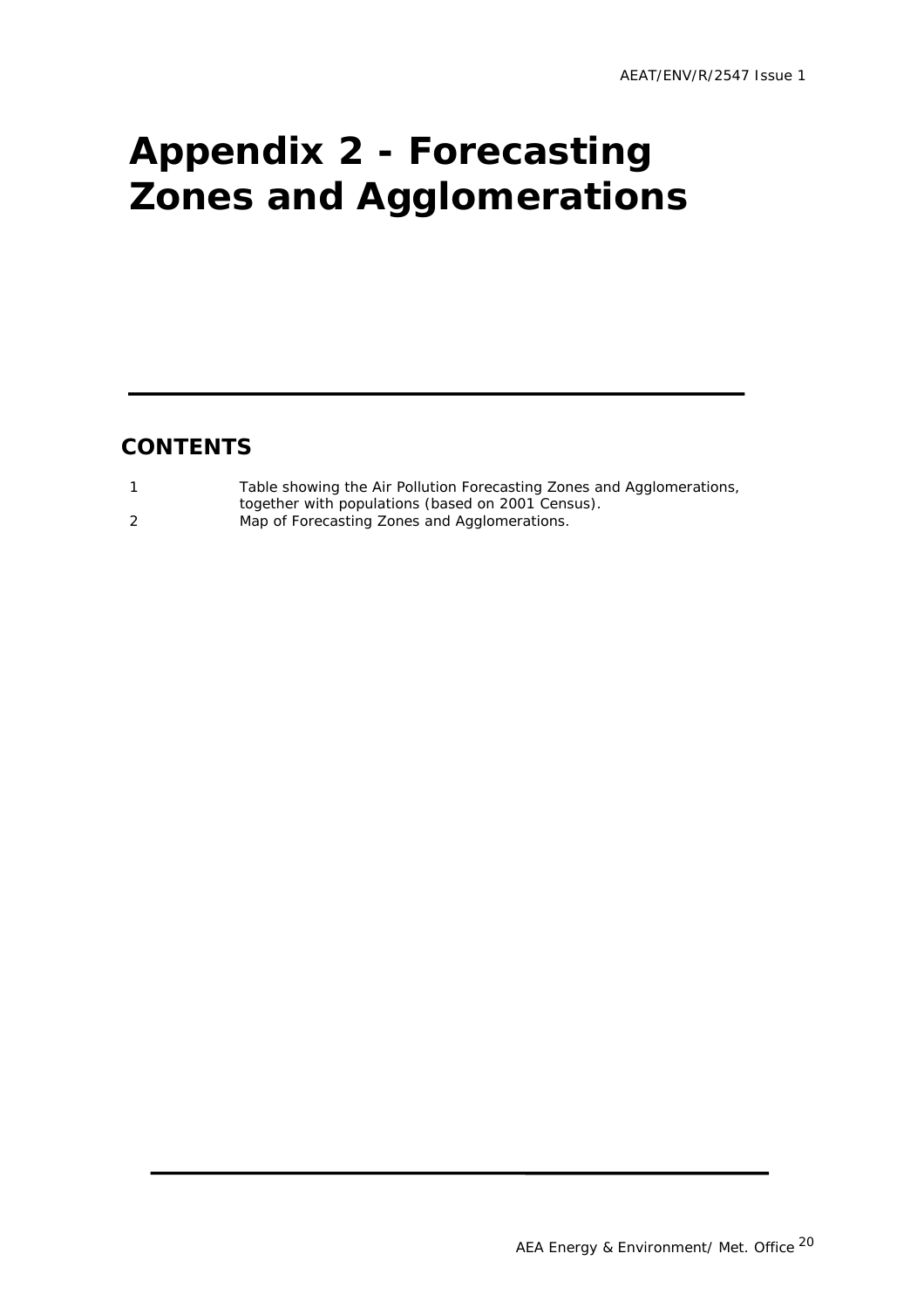# Appendix 2 - Forecasting Zones and Agglomerations

## CONTENTS

| | |
|---|---|
| 1 | Table showing the Air Pollution Forecasting Zones and Agglomerations, together with populations (based on 2001 Census). |
| 2 | Map of Forecasting Zones and Agglomerations. |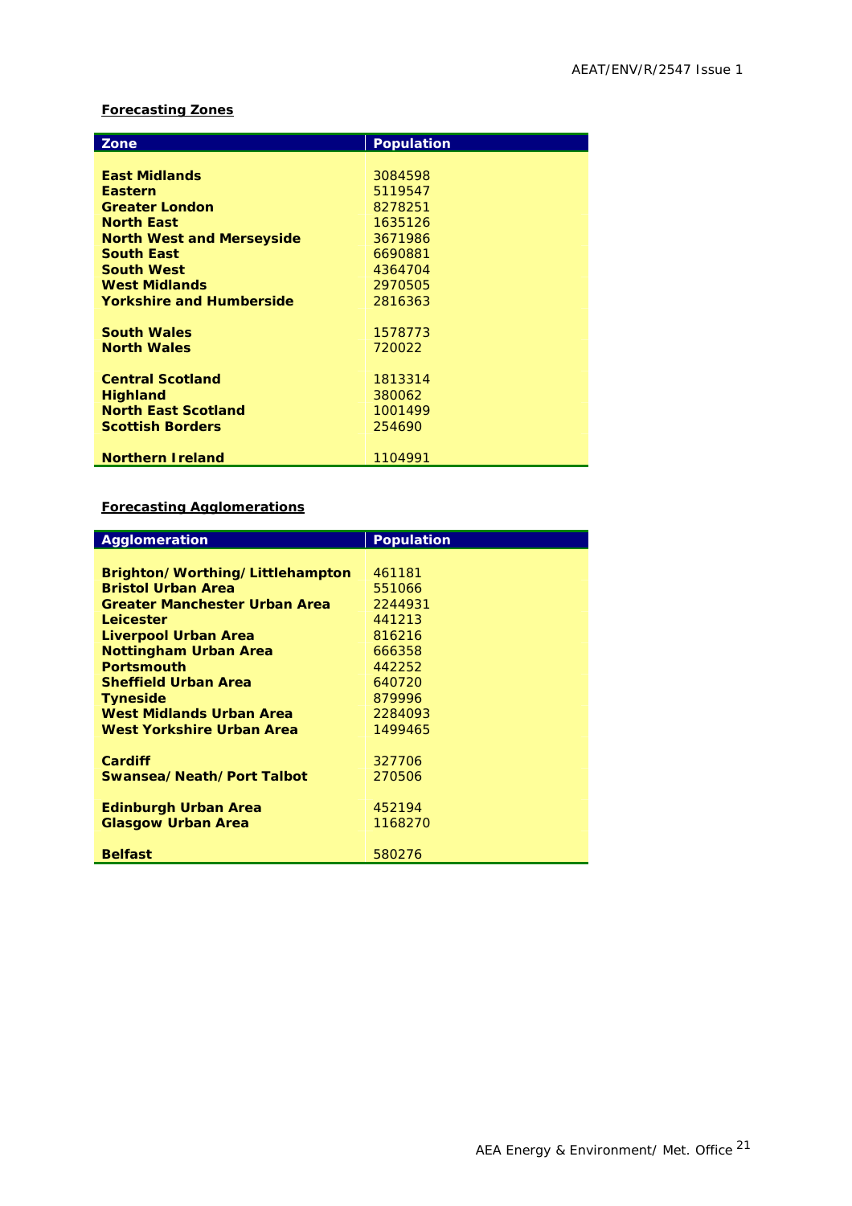**Forecasting Zones**

| Zone | Population |
|---|---|
| **East Midlands** | 3084598 |
| **Eastern** | 5119547 |
| **Greater London** | 8278251 |
| **North East** | 1635126 |
| **North West and Merseyside** | 3671986 |
| **South East** | 6690881 |
| **South West** | 4364704 |
| **West Midlands** | 2970505 |
| **Yorkshire and Humberside** | 2816363 |
| **South Wales** | 1578773 |
| **North Wales** | 720022 |
| **Central Scotland** | 1813314 |
| **Highland** | 380062 |
| **North East Scotland** | 1001499 |
| **Scottish Borders** | 254690 |
| **Northern Ireland** | 1104991 |

**Forecasting Agglomerations**

| Agglomeration | Population |
|---|---|
| **Brighton/Worthing/Littlehampton** | 461181 |
| **Bristol Urban Area** | 551066 |
| **Greater Manchester Urban Area** | 2244931 |
| **Leicester** | 441213 |
| **Liverpool Urban Area** | 816216 |
| **Nottingham Urban Area** | 666358 |
| **Portsmouth** | 442252 |
| **Sheffield Urban Area** | 640720 |
| **Tyneside** | 879996 |
| **West Midlands Urban Area** | 2284093 |
| **West Yorkshire Urban Area** | 1499465 |
| **Cardiff** | 327706 |
| **Swansea/Neath/Port Talbot** | 270506 |
| **Edinburgh Urban Area** | 452194 |
| **Glasgow Urban Area** | 1168270 |
| **Belfast** | 580276 |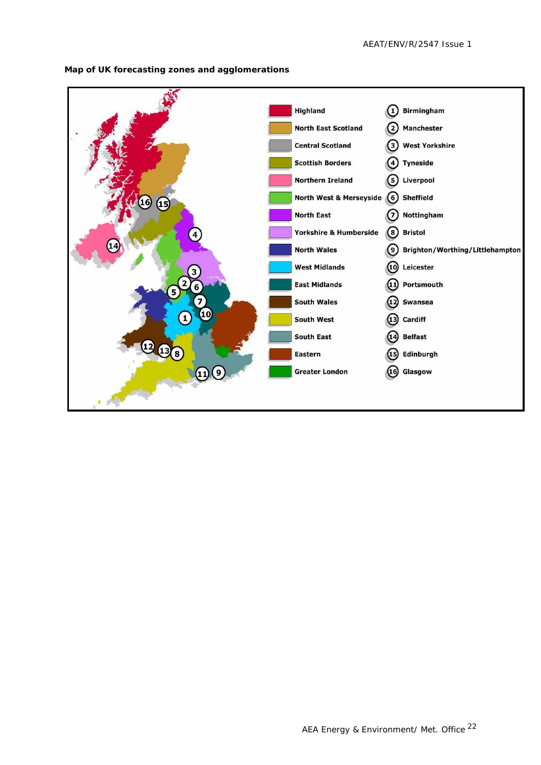**Map of UK forecasting zones and agglomerations**

| Zone | Agglomeration |
| --- | --- |
| Highland | 1 Birmingham |
| North East Scotland | 2 Manchester |
| Central Scotland | 3 West Yorkshire |
| Scottish Borders | 4 Tyneside |
| Northern Ireland | 5 Liverpool |
| North West & Merseyside | 6 Sheffield |
| North East | 7 Nottingham |
| Yorkshire & Humberside | 8 Bristol |
| North Wales | 9 Brighton/Worthing/Littlehampton |
| West Midlands | 10 Leicester |
| East Midlands | 11 Portsmouth |
| South Wales | 12 Swansea |
| South West | 13 Cardiff |
| South East | 14 Belfast |
| Eastern | 15 Edinburgh |
| Greater London | 16 Glasgow |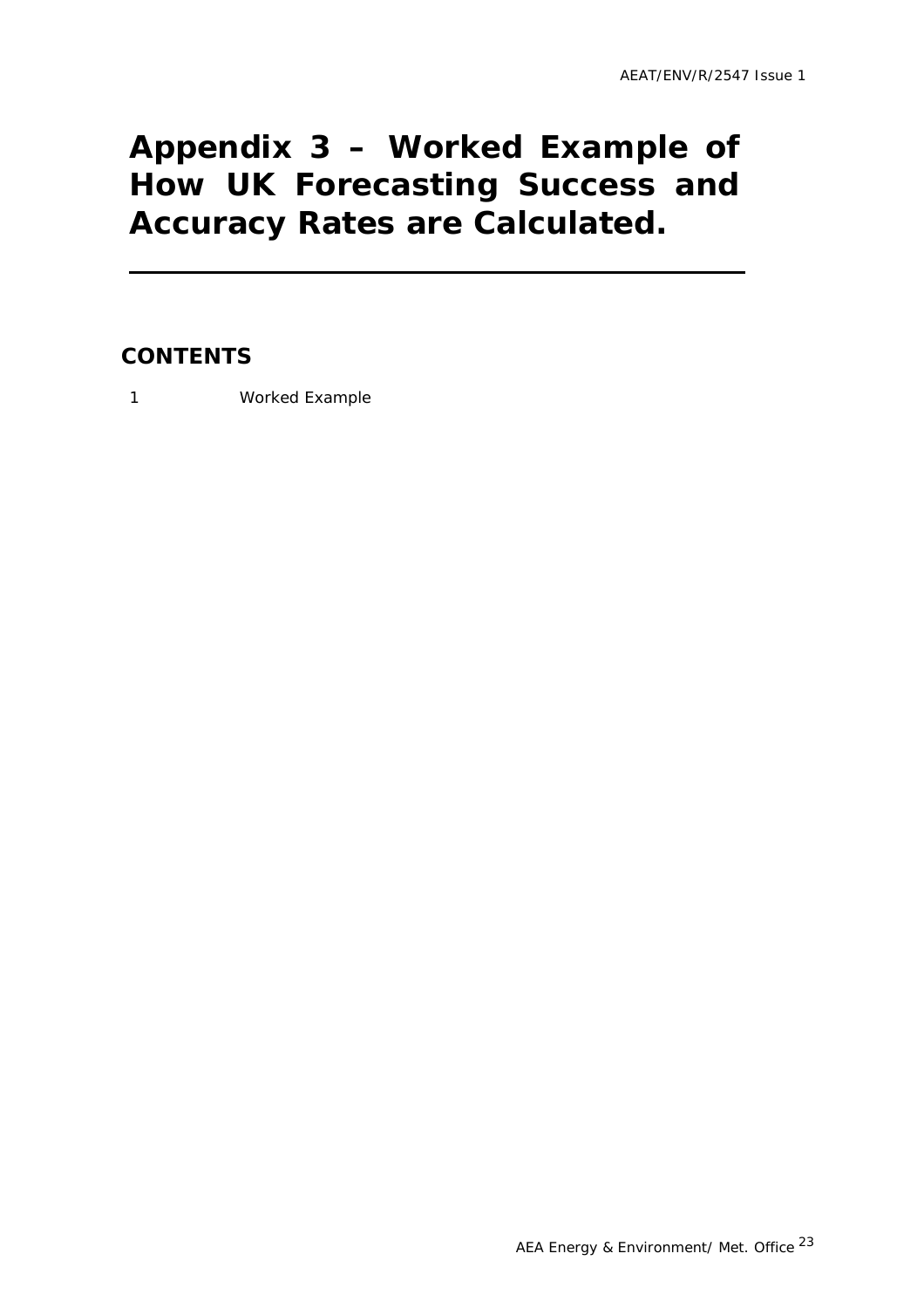# Appendix 3 – Worked Example of How UK Forecasting Success and Accuracy Rates are Calculated.

## CONTENTS

1 Worked Example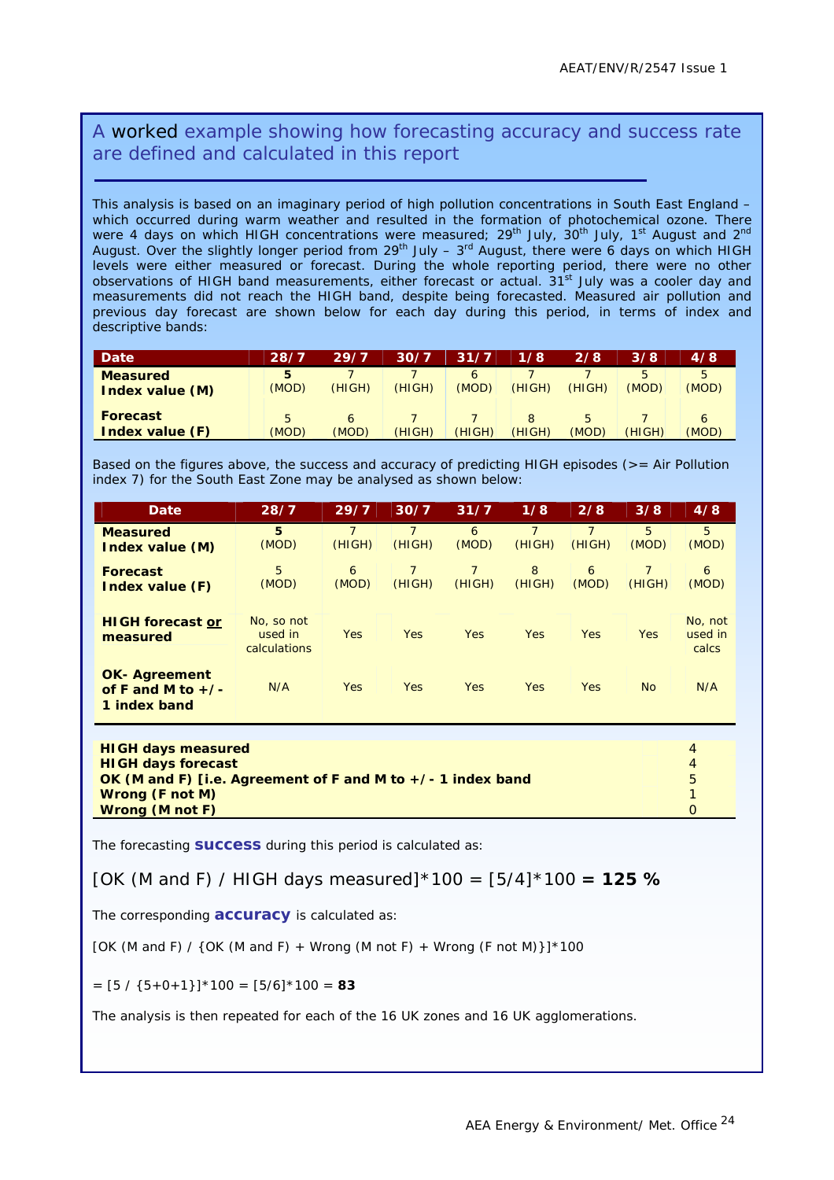## A worked example showing how forecasting accuracy and success rate are defined and calculated in this report

This analysis is based on an imaginary period of high pollution concentrations in South East England – which occurred during warm weather and resulted in the formation of photochemical ozone. There were 4 days on which HIGH concentrations were measured; 29th July, 30th July, 1st August and 2nd August. Over the slightly longer period from 29th July – 3rd August, there were 6 days on which HIGH levels were either measured or forecast. During the whole reporting period, there were no other observations of HIGH band measurements, either forecast or actual. 31st July was a cooler day and measurements did not reach the HIGH band, despite being forecasted. Measured air pollution and previous day forecast are shown below for each day during this period, in terms of index and descriptive bands:

| Date | 28/7 | 29/7 | 30/7 | 31/7 | 1/8 | 2/8 | 3/8 | 4/8 |
|---|---|---|---|---|---|---|---|---|
| **Measured Index value (M)** | **5** (MOD) | 7 (HIGH) | 7 (HIGH) | 6 (MOD) | 7 (HIGH) | 7 (HIGH) | 5 (MOD) | 5 (MOD) |
| **Forecast Index value (F)** | 5 (MOD) | 6 (MOD) | 7 (HIGH) | 7 (HIGH) | 8 (HIGH) | 5 (MOD) | 7 (HIGH) | 6 (MOD) |

Based on the figures above, the success and accuracy of predicting HIGH episodes (>= Air Pollution index 7) for the South East Zone may be analysed as shown below:

| Date | 28/7 | 29/7 | 30/7 | 31/7 | 1/8 | 2/8 | 3/8 | 4/8 |
|---|---|---|---|---|---|---|---|---|
| **Measured Index value (M)** | **5** (MOD) | 7 (HIGH) | 7 (HIGH) | 6 (MOD) | 7 (HIGH) | 7 (HIGH) | 5 (MOD) | 5 (MOD) |
| **Forecast Index value (F)** | 5 (MOD) | 6 (MOD) | 7 (HIGH) | 7 (HIGH) | 8 (HIGH) | 6 (MOD) | 7 (HIGH) | 6 (MOD) |
| **HIGH forecast or measured** | No, so not used in calculations | Yes | Yes | Yes | Yes | Yes | Yes | No, not used in calcs |
| **OK- Agreement of F and M to +/- 1 index band** | N/A | Yes | Yes | Yes | Yes | Yes | No | N/A |

| | |
|---|---|
| **HIGH days measured** | 4 |
| **HIGH days forecast** | 4 |
| **OK (M and F) [i.e. Agreement of F and M to +/- 1 index band** | 5 |
| **Wrong (F not M)** | 1 |
| **Wrong (M not F)** | 0 |

The forecasting **success** during this period is calculated as:

[OK (M and F) / HIGH days measured]*100 = [5/4]*100 **= 125 %**

The corresponding **accuracy** is calculated as:

[OK (M and F) / {OK (M and F) + Wrong (M not F) + Wrong (F not M)}]*100

= [5 / {5+0+1}]*100 = [5/6]*100 = **83**

The analysis is then repeated for each of the 16 UK zones and 16 UK agglomerations.